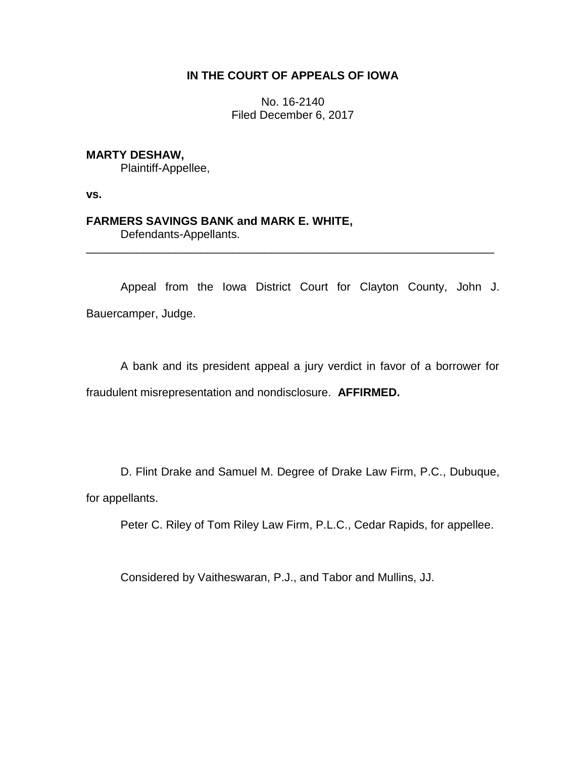**IN THE COURT OF APPEALS OF IOWA**

No. 16-2140
Filed December 6, 2017

**MARTY DESHAW,**
Plaintiff-Appellee,

**vs.**

**FARMERS SAVINGS BANK and MARK E. WHITE,**
Defendants-Appellants.

---

Appeal from the Iowa District Court for Clayton County, John J. Bauercamper, Judge.

A bank and its president appeal a jury verdict in favor of a borrower for fraudulent misrepresentation and nondisclosure. **AFFIRMED.**

D. Flint Drake and Samuel M. Degree of Drake Law Firm, P.C., Dubuque, for appellants.

Peter C. Riley of Tom Riley Law Firm, P.L.C., Cedar Rapids, for appellee.

Considered by Vaitheswaran, P.J., and Tabor and Mullins, JJ.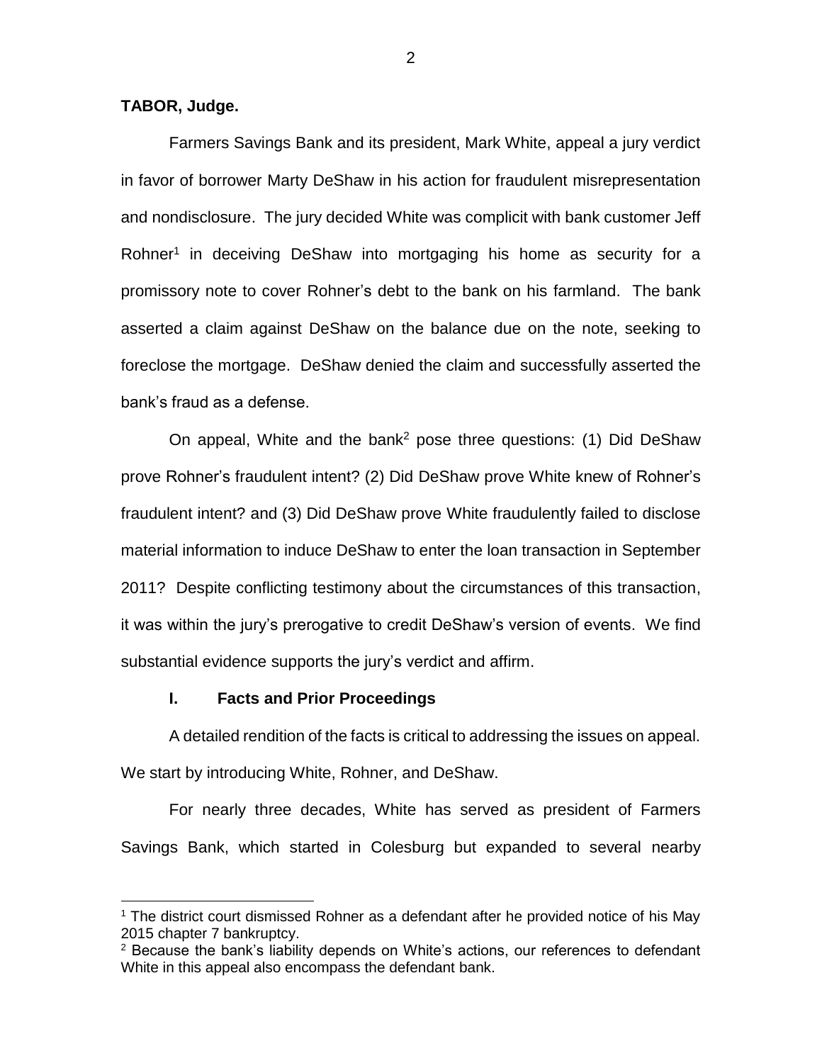**TABOR, Judge.**

Farmers Savings Bank and its president, Mark White, appeal a jury verdict in favor of borrower Marty DeShaw in his action for fraudulent misrepresentation and nondisclosure. The jury decided White was complicit with bank customer Jeff Rohner[1] in deceiving DeShaw into mortgaging his home as security for a promissory note to cover Rohner's debt to the bank on his farmland. The bank asserted a claim against DeShaw on the balance due on the note, seeking to foreclose the mortgage. DeShaw denied the claim and successfully asserted the bank's fraud as a defense.

On appeal, White and the bank[2] pose three questions: (1) Did DeShaw prove Rohner's fraudulent intent? (2) Did DeShaw prove White knew of Rohner's fraudulent intent? and (3) Did DeShaw prove White fraudulently failed to disclose material information to induce DeShaw to enter the loan transaction in September 2011? Despite conflicting testimony about the circumstances of this transaction, it was within the jury's prerogative to credit DeShaw's version of events. We find substantial evidence supports the jury's verdict and affirm.

## I. Facts and Prior Proceedings

A detailed rendition of the facts is critical to addressing the issues on appeal. We start by introducing White, Rohner, and DeShaw.

For nearly three decades, White has served as president of Farmers Savings Bank, which started in Colesburg but expanded to several nearby

[1] The district court dismissed Rohner as a defendant after he provided notice of his May 2015 chapter 7 bankruptcy.

[2] Because the bank's liability depends on White's actions, our references to defendant White in this appeal also encompass the defendant bank.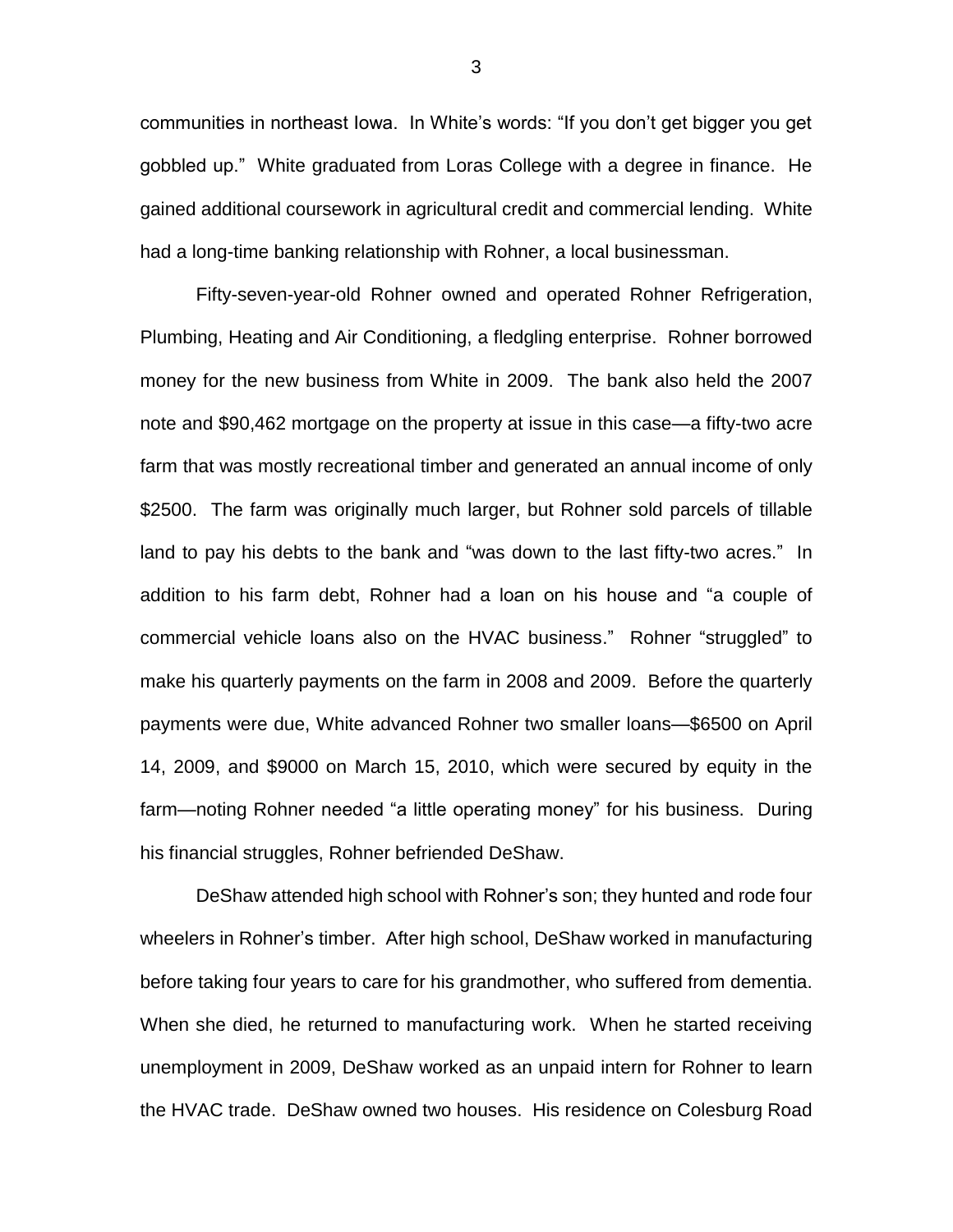communities in northeast Iowa. In White's words: "If you don't get bigger you get gobbled up." White graduated from Loras College with a degree in finance. He gained additional coursework in agricultural credit and commercial lending. White had a long-time banking relationship with Rohner, a local businessman.

Fifty-seven-year-old Rohner owned and operated Rohner Refrigeration, Plumbing, Heating and Air Conditioning, a fledgling enterprise. Rohner borrowed money for the new business from White in 2009. The bank also held the 2007 note and $90,462 mortgage on the property at issue in this case—a fifty-two acre farm that was mostly recreational timber and generated an annual income of only $2500. The farm was originally much larger, but Rohner sold parcels of tillable land to pay his debts to the bank and "was down to the last fifty-two acres." In addition to his farm debt, Rohner had a loan on his house and "a couple of commercial vehicle loans also on the HVAC business." Rohner "struggled" to make his quarterly payments on the farm in 2008 and 2009. Before the quarterly payments were due, White advanced Rohner two smaller loans—$6500 on April 14, 2009, and $9000 on March 15, 2010, which were secured by equity in the farm—noting Rohner needed "a little operating money" for his business. During his financial struggles, Rohner befriended DeShaw.

DeShaw attended high school with Rohner's son; they hunted and rode four wheelers in Rohner's timber. After high school, DeShaw worked in manufacturing before taking four years to care for his grandmother, who suffered from dementia. When she died, he returned to manufacturing work. When he started receiving unemployment in 2009, DeShaw worked as an unpaid intern for Rohner to learn the HVAC trade. DeShaw owned two houses. His residence on Colesburg Road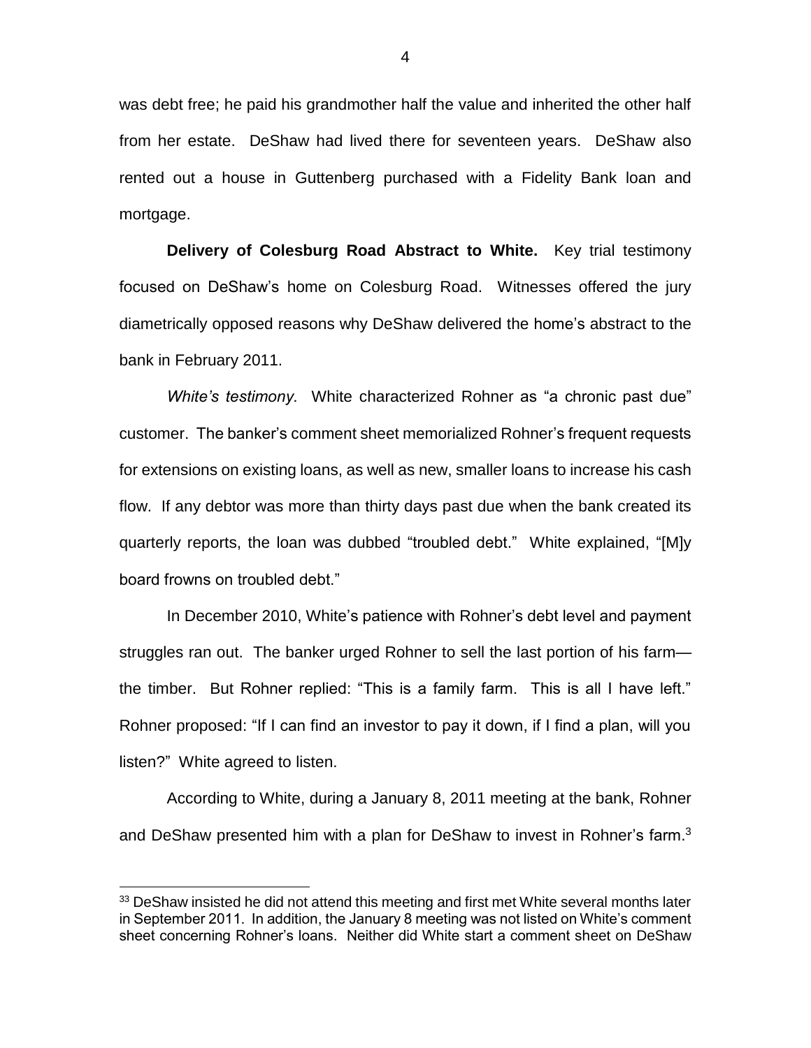was debt free; he paid his grandmother half the value and inherited the other half from her estate. DeShaw had lived there for seventeen years. DeShaw also rented out a house in Guttenberg purchased with a Fidelity Bank loan and mortgage.

**Delivery of Colesburg Road Abstract to White.** Key trial testimony focused on DeShaw's home on Colesburg Road. Witnesses offered the jury diametrically opposed reasons why DeShaw delivered the home's abstract to the bank in February 2011.

*White's testimony.* White characterized Rohner as "a chronic past due" customer. The banker's comment sheet memorialized Rohner's frequent requests for extensions on existing loans, as well as new, smaller loans to increase his cash flow. If any debtor was more than thirty days past due when the bank created its quarterly reports, the loan was dubbed "troubled debt." White explained, "[M]y board frowns on troubled debt."

In December 2010, White's patience with Rohner's debt level and payment struggles ran out. The banker urged Rohner to sell the last portion of his farm—the timber. But Rohner replied: "This is a family farm. This is all I have left." Rohner proposed: "If I can find an investor to pay it down, if I find a plan, will you listen?" White agreed to listen.

According to White, during a January 8, 2011 meeting at the bank, Rohner and DeShaw presented him with a plan for DeShaw to invest in Rohner's farm.[3]

---

[3] DeShaw insisted he did not attend this meeting and first met White several months later in September 2011. In addition, the January 8 meeting was not listed on White's comment sheet concerning Rohner's loans. Neither did White start a comment sheet on DeShaw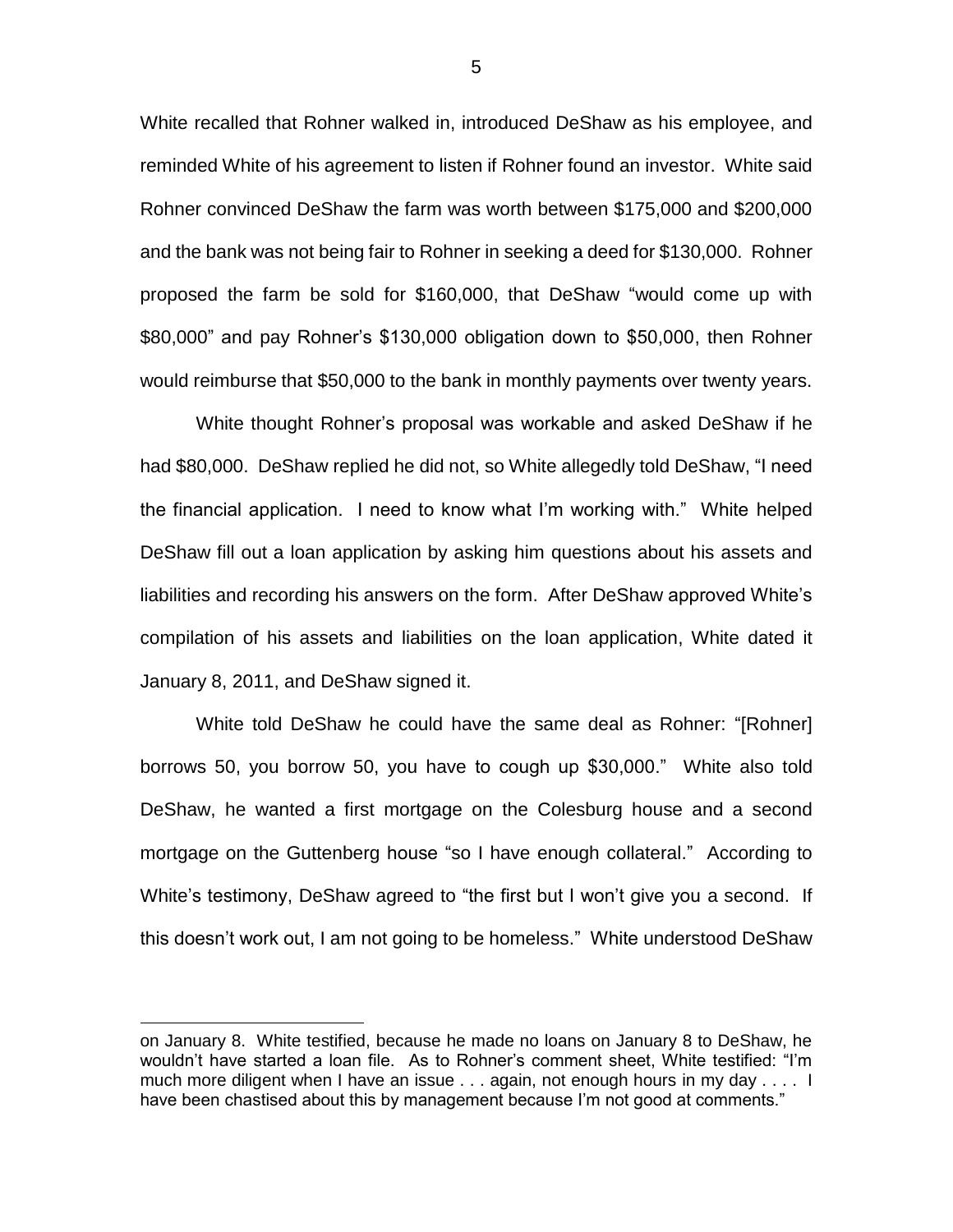White recalled that Rohner walked in, introduced DeShaw as his employee, and reminded White of his agreement to listen if Rohner found an investor. White said Rohner convinced DeShaw the farm was worth between $175,000 and $200,000 and the bank was not being fair to Rohner in seeking a deed for $130,000. Rohner proposed the farm be sold for $160,000, that DeShaw "would come up with $80,000" and pay Rohner's $130,000 obligation down to $50,000, then Rohner would reimburse that $50,000 to the bank in monthly payments over twenty years.

White thought Rohner's proposal was workable and asked DeShaw if he had $80,000. DeShaw replied he did not, so White allegedly told DeShaw, "I need the financial application. I need to know what I'm working with." White helped DeShaw fill out a loan application by asking him questions about his assets and liabilities and recording his answers on the form. After DeShaw approved White's compilation of his assets and liabilities on the loan application, White dated it January 8, 2011, and DeShaw signed it.

White told DeShaw he could have the same deal as Rohner: "[Rohner] borrows 50, you borrow 50, you have to cough up $30,000." White also told DeShaw, he wanted a first mortgage on the Colesburg house and a second mortgage on the Guttenberg house "so I have enough collateral." According to White's testimony, DeShaw agreed to "the first but I won't give you a second. If this doesn't work out, I am not going to be homeless." White understood DeShaw

---

on January 8. White testified, because he made no loans on January 8 to DeShaw, he wouldn't have started a loan file. As to Rohner's comment sheet, White testified: "I'm much more diligent when I have an issue . . . again, not enough hours in my day . . . . I have been chastised about this by management because I'm not good at comments."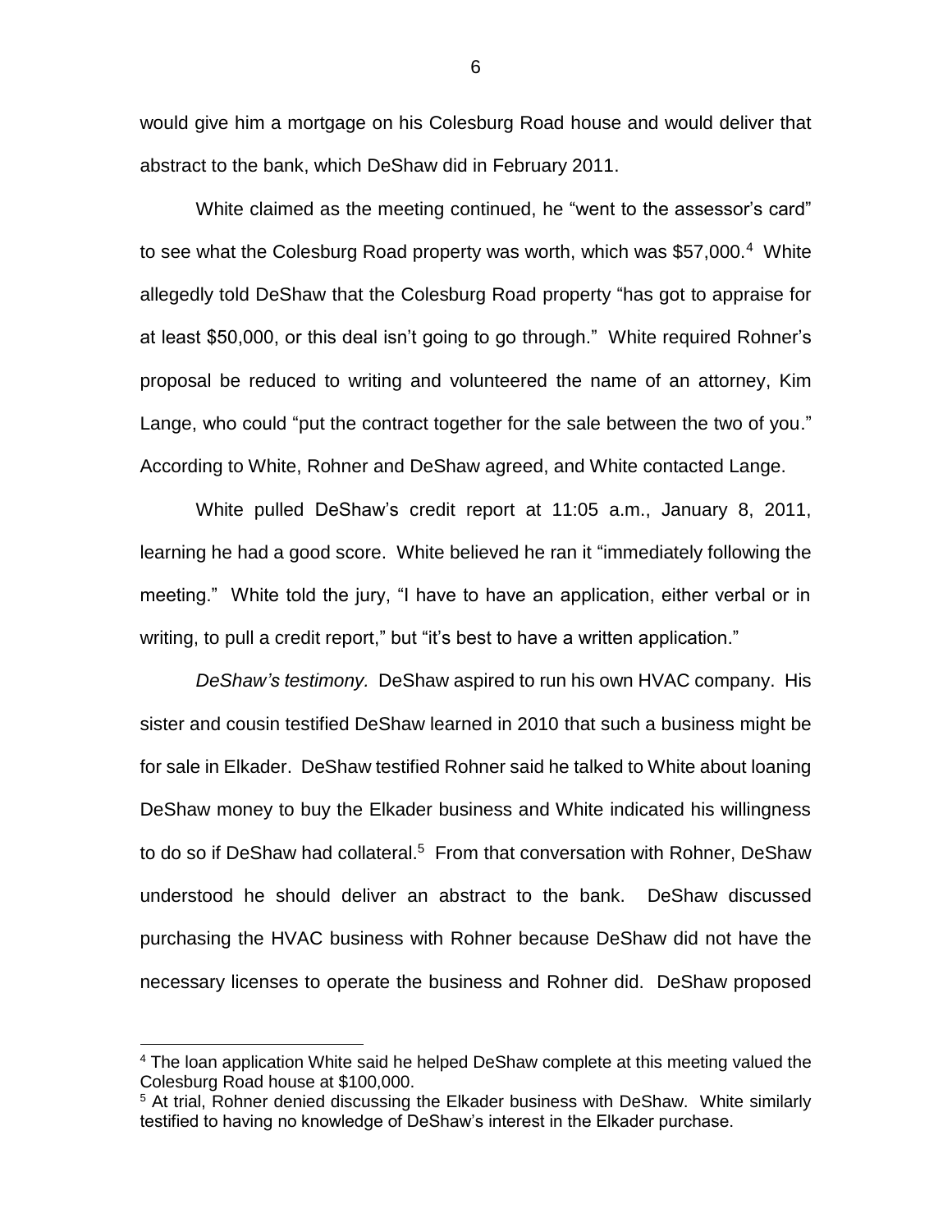would give him a mortgage on his Colesburg Road house and would deliver that abstract to the bank, which DeShaw did in February 2011.

White claimed as the meeting continued, he "went to the assessor's card" to see what the Colesburg Road property was worth, which was $57,000.[4] White allegedly told DeShaw that the Colesburg Road property "has got to appraise for at least $50,000, or this deal isn't going to go through." White required Rohner's proposal be reduced to writing and volunteered the name of an attorney, Kim Lange, who could "put the contract together for the sale between the two of you." According to White, Rohner and DeShaw agreed, and White contacted Lange.

White pulled DeShaw's credit report at 11:05 a.m., January 8, 2011, learning he had a good score. White believed he ran it "immediately following the meeting." White told the jury, "I have to have an application, either verbal or in writing, to pull a credit report," but "it's best to have a written application."

*DeShaw's testimony.* DeShaw aspired to run his own HVAC company. His sister and cousin testified DeShaw learned in 2010 that such a business might be for sale in Elkader. DeShaw testified Rohner said he talked to White about loaning DeShaw money to buy the Elkader business and White indicated his willingness to do so if DeShaw had collateral.[5] From that conversation with Rohner, DeShaw understood he should deliver an abstract to the bank. DeShaw discussed purchasing the HVAC business with Rohner because DeShaw did not have the necessary licenses to operate the business and Rohner did. DeShaw proposed

---

[4] The loan application White said he helped DeShaw complete at this meeting valued the Colesburg Road house at $100,000.

[5] At trial, Rohner denied discussing the Elkader business with DeShaw. White similarly testified to having no knowledge of DeShaw's interest in the Elkader purchase.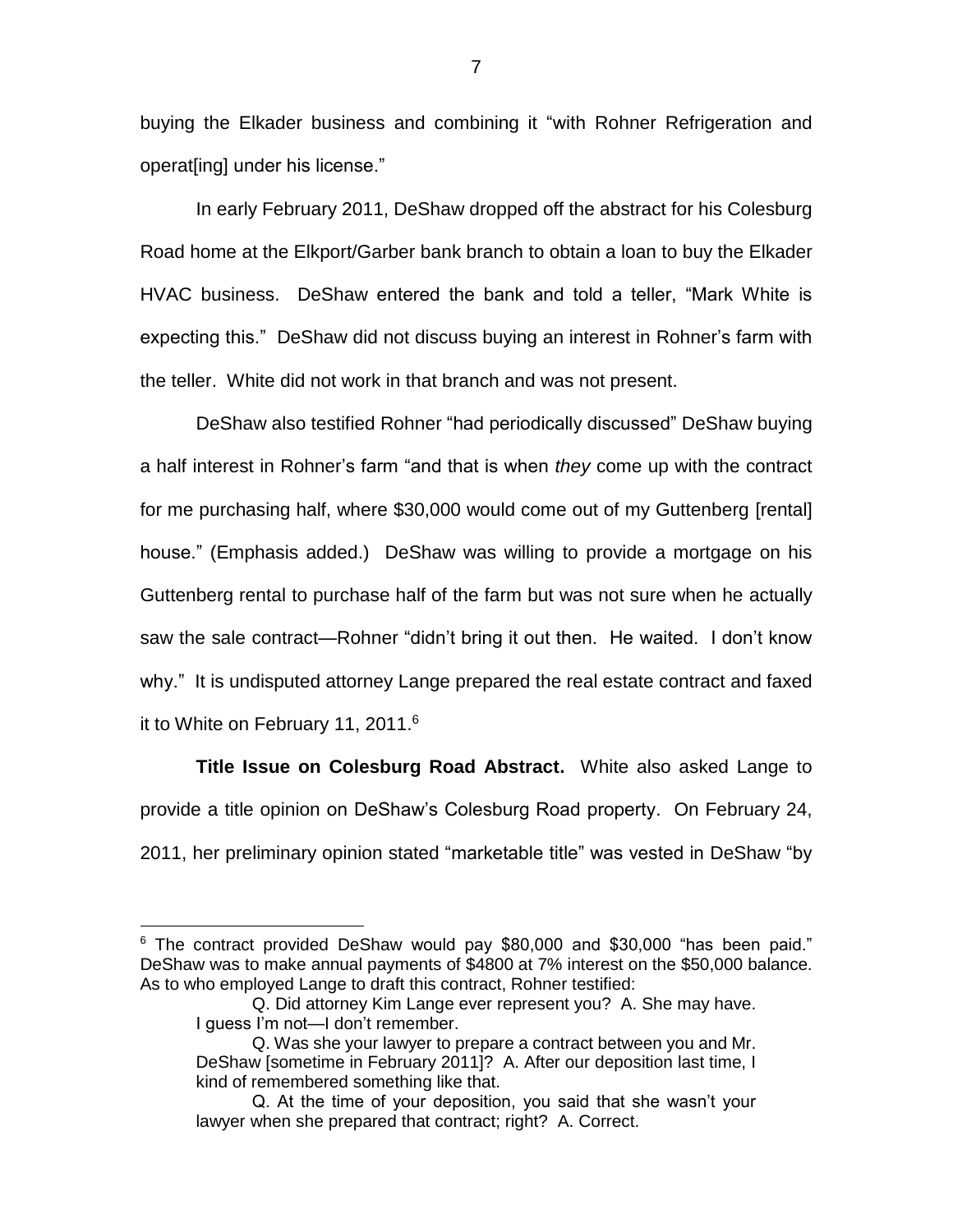buying the Elkader business and combining it "with Rohner Refrigeration and operat[ing] under his license."

In early February 2011, DeShaw dropped off the abstract for his Colesburg Road home at the Elkport/Garber bank branch to obtain a loan to buy the Elkader HVAC business. DeShaw entered the bank and told a teller, "Mark White is expecting this." DeShaw did not discuss buying an interest in Rohner's farm with the teller. White did not work in that branch and was not present.

DeShaw also testified Rohner "had periodically discussed" DeShaw buying a half interest in Rohner's farm "and that is when *they* come up with the contract for me purchasing half, where $30,000 would come out of my Guttenberg [rental] house." (Emphasis added.) DeShaw was willing to provide a mortgage on his Guttenberg rental to purchase half of the farm but was not sure when he actually saw the sale contract—Rohner "didn't bring it out then. He waited. I don't know why." It is undisputed attorney Lange prepared the real estate contract and faxed it to White on February 11, 2011.[6]

**Title Issue on Colesburg Road Abstract.** White also asked Lange to provide a title opinion on DeShaw's Colesburg Road property. On February 24, 2011, her preliminary opinion stated "marketable title" was vested in DeShaw "by

---

[6] The contract provided DeShaw would pay $80,000 and $30,000 "has been paid." DeShaw was to make annual payments of $4800 at 7% interest on the $50,000 balance. As to who employed Lange to draft this contract, Rohner testified:

> Q. Did attorney Kim Lange ever represent you? A. She may have. I guess I'm not—I don't remember.
>
> Q. Was she your lawyer to prepare a contract between you and Mr. DeShaw [sometime in February 2011]? A. After our deposition last time, I kind of remembered something like that.
>
> Q. At the time of your deposition, you said that she wasn't your lawyer when she prepared that contract; right? A. Correct.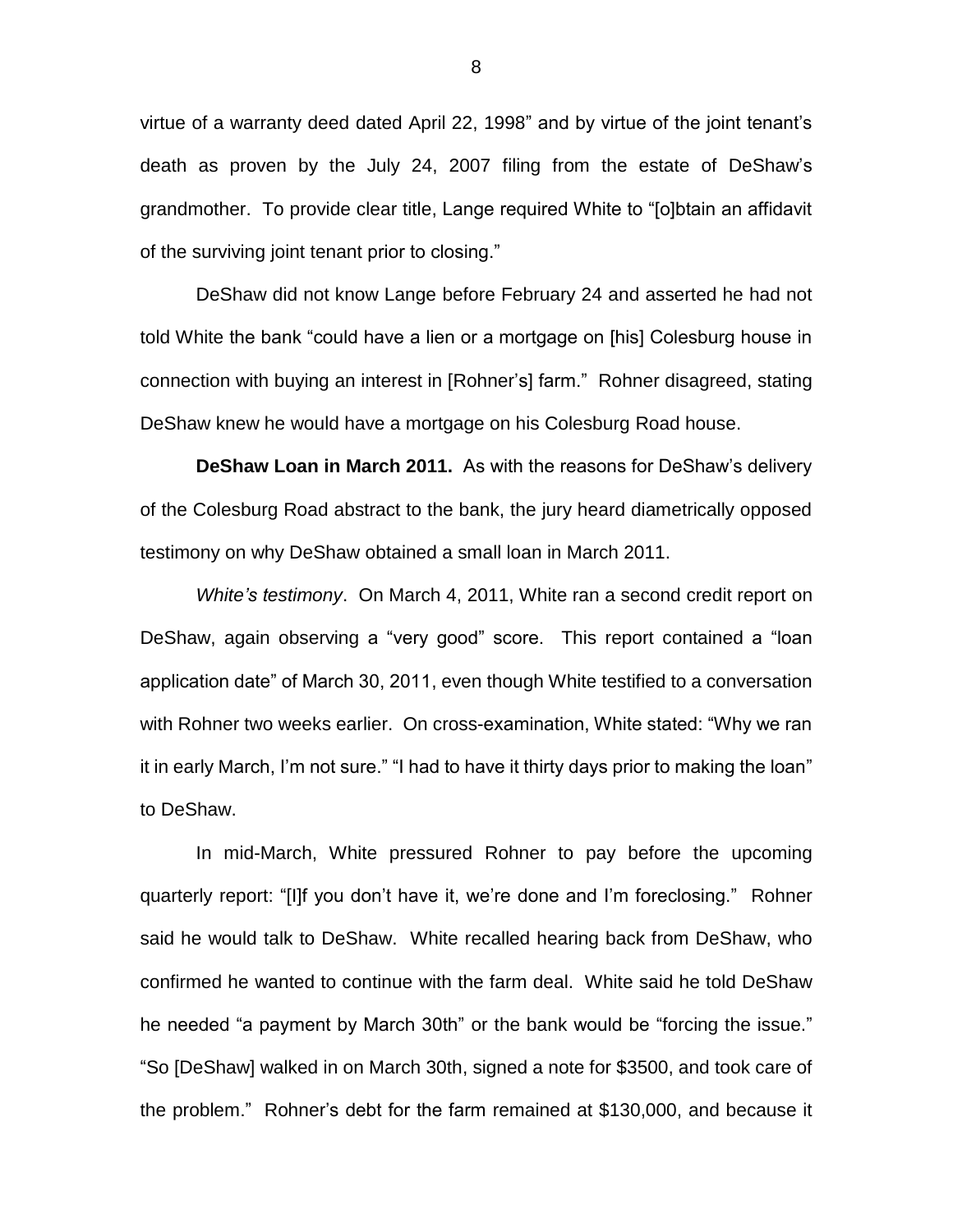virtue of a warranty deed dated April 22, 1998" and by virtue of the joint tenant's death as proven by the July 24, 2007 filing from the estate of DeShaw's grandmother. To provide clear title, Lange required White to "[o]btain an affidavit of the surviving joint tenant prior to closing."

DeShaw did not know Lange before February 24 and asserted he had not told White the bank "could have a lien or a mortgage on [his] Colesburg house in connection with buying an interest in [Rohner's] farm." Rohner disagreed, stating DeShaw knew he would have a mortgage on his Colesburg Road house.

**DeShaw Loan in March 2011.** As with the reasons for DeShaw's delivery of the Colesburg Road abstract to the bank, the jury heard diametrically opposed testimony on why DeShaw obtained a small loan in March 2011.

*White's testimony*. On March 4, 2011, White ran a second credit report on DeShaw, again observing a "very good" score. This report contained a "loan application date" of March 30, 2011, even though White testified to a conversation with Rohner two weeks earlier. On cross-examination, White stated: "Why we ran it in early March, I'm not sure." "I had to have it thirty days prior to making the loan" to DeShaw.

In mid-March, White pressured Rohner to pay before the upcoming quarterly report: "[I]f you don't have it, we're done and I'm foreclosing." Rohner said he would talk to DeShaw. White recalled hearing back from DeShaw, who confirmed he wanted to continue with the farm deal. White said he told DeShaw he needed "a payment by March 30th" or the bank would be "forcing the issue." "So [DeShaw] walked in on March 30th, signed a note for $3500, and took care of the problem." Rohner's debt for the farm remained at $130,000, and because it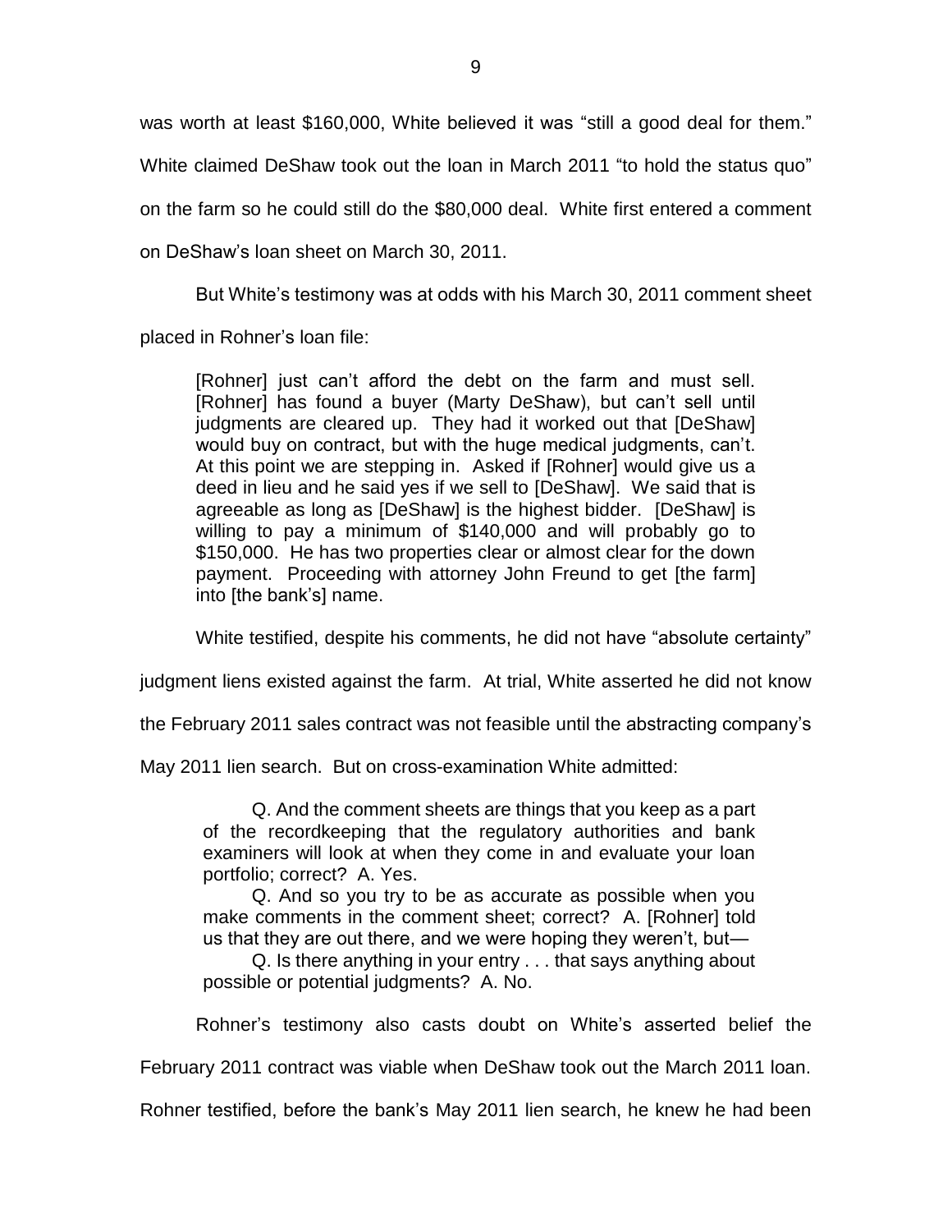was worth at least $160,000, White believed it was "still a good deal for them." White claimed DeShaw took out the loan in March 2011 "to hold the status quo" on the farm so he could still do the $80,000 deal. White first entered a comment on DeShaw's loan sheet on March 30, 2011.

But White's testimony was at odds with his March 30, 2011 comment sheet placed in Rohner's loan file:

> [Rohner] just can't afford the debt on the farm and must sell. [Rohner] has found a buyer (Marty DeShaw), but can't sell until judgments are cleared up. They had it worked out that [DeShaw] would buy on contract, but with the huge medical judgments, can't. At this point we are stepping in. Asked if [Rohner] would give us a deed in lieu and he said yes if we sell to [DeShaw]. We said that is agreeable as long as [DeShaw] is the highest bidder. [DeShaw] is willing to pay a minimum of $140,000 and will probably go to $150,000. He has two properties clear or almost clear for the down payment. Proceeding with attorney John Freund to get [the farm] into [the bank's] name.

White testified, despite his comments, he did not have "absolute certainty" judgment liens existed against the farm. At trial, White asserted he did not know the February 2011 sales contract was not feasible until the abstracting company's May 2011 lien search. But on cross-examination White admitted:

> Q. And the comment sheets are things that you keep as a part of the recordkeeping that the regulatory authorities and bank examiners will look at when they come in and evaluate your loan portfolio; correct? A. Yes.
>
> Q. And so you try to be as accurate as possible when you make comments in the comment sheet; correct? A. [Rohner] told us that they are out there, and we were hoping they weren't, but—
>
> Q. Is there anything in your entry . . . that says anything about possible or potential judgments? A. No.

Rohner's testimony also casts doubt on White's asserted belief the February 2011 contract was viable when DeShaw took out the March 2011 loan. Rohner testified, before the bank's May 2011 lien search, he knew he had been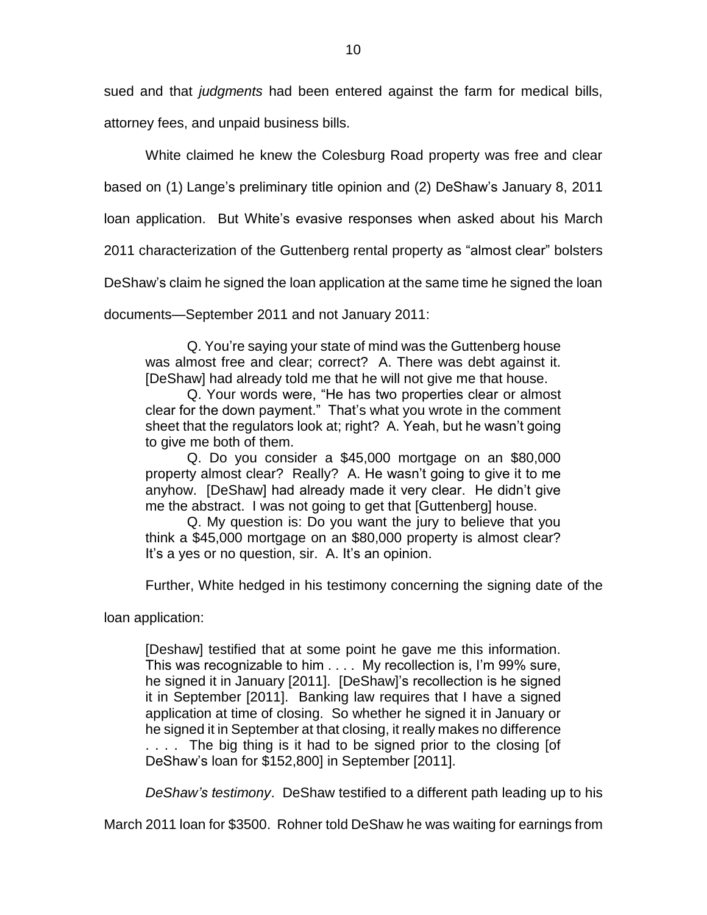sued and that *judgments* had been entered against the farm for medical bills, attorney fees, and unpaid business bills.

White claimed he knew the Colesburg Road property was free and clear based on (1) Lange's preliminary title opinion and (2) DeShaw's January 8, 2011 loan application. But White's evasive responses when asked about his March 2011 characterization of the Guttenberg rental property as "almost clear" bolsters DeShaw's claim he signed the loan application at the same time he signed the loan documents—September 2011 and not January 2011:

> Q. You're saying your state of mind was the Guttenberg house was almost free and clear; correct? A. There was debt against it. [DeShaw] had already told me that he will not give me that house.
>
> Q. Your words were, "He has two properties clear or almost clear for the down payment." That's what you wrote in the comment sheet that the regulators look at; right? A. Yeah, but he wasn't going to give me both of them.
>
> Q. Do you consider a $45,000 mortgage on an $80,000 property almost clear? Really? A. He wasn't going to give it to me anyhow. [DeShaw] had already made it very clear. He didn't give me the abstract. I was not going to get that [Guttenberg] house.
>
> Q. My question is: Do you want the jury to believe that you think a $45,000 mortgage on an $80,000 property is almost clear? It's a yes or no question, sir. A. It's an opinion.

Further, White hedged in his testimony concerning the signing date of the loan application:

> [Deshaw] testified that at some point he gave me this information. This was recognizable to him . . . . My recollection is, I'm 99% sure, he signed it in January [2011]. [DeShaw]'s recollection is he signed it in September [2011]. Banking law requires that I have a signed application at time of closing. So whether he signed it in January or he signed it in September at that closing, it really makes no difference . . . . The big thing is it had to be signed prior to the closing [of DeShaw's loan for $152,800] in September [2011].

*DeShaw's testimony*. DeShaw testified to a different path leading up to his March 2011 loan for $3500. Rohner told DeShaw he was waiting for earnings from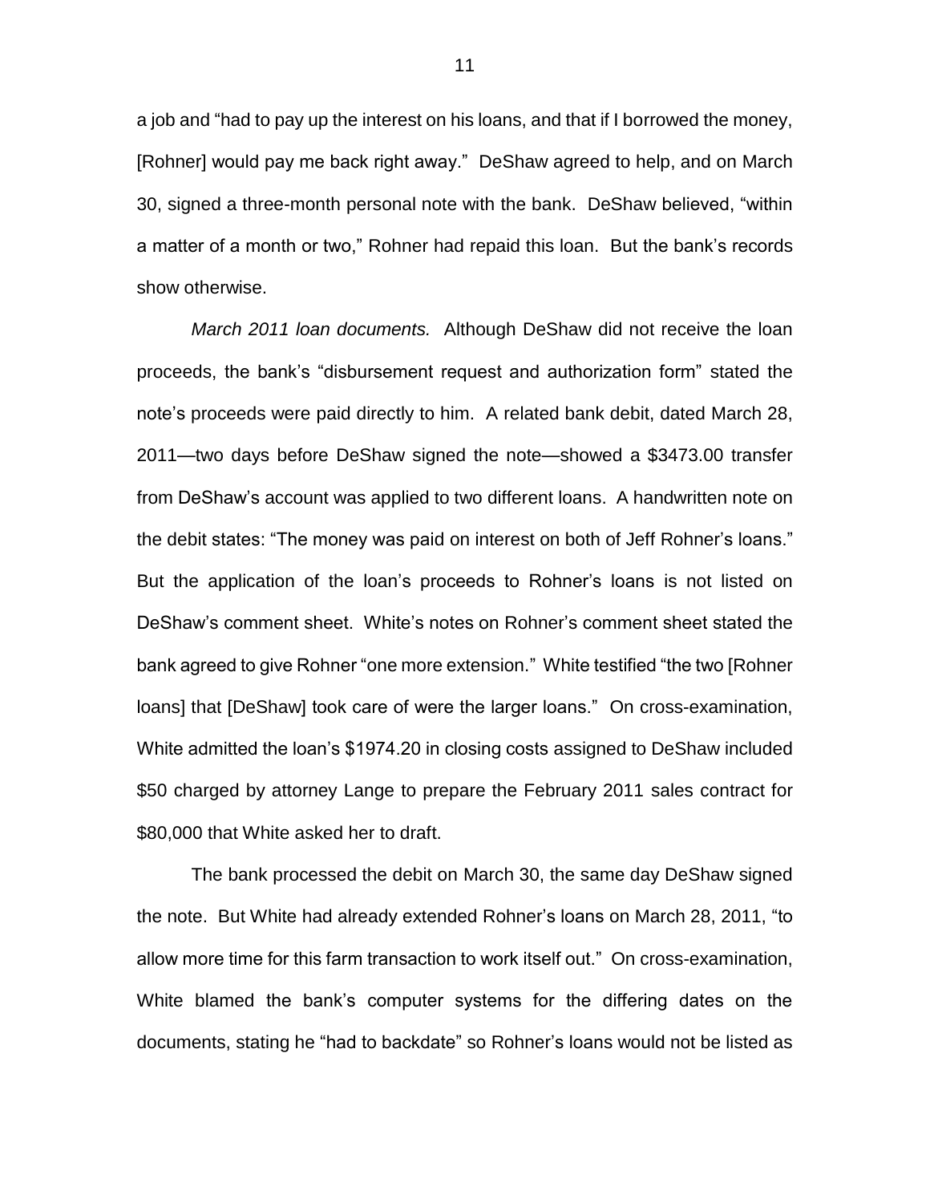a job and "had to pay up the interest on his loans, and that if I borrowed the money, [Rohner] would pay me back right away." DeShaw agreed to help, and on March 30, signed a three-month personal note with the bank. DeShaw believed, "within a matter of a month or two," Rohner had repaid this loan. But the bank's records show otherwise.

*March 2011 loan documents.* Although DeShaw did not receive the loan proceeds, the bank's "disbursement request and authorization form" stated the note's proceeds were paid directly to him. A related bank debit, dated March 28, 2011—two days before DeShaw signed the note—showed a $3473.00 transfer from DeShaw's account was applied to two different loans. A handwritten note on the debit states: "The money was paid on interest on both of Jeff Rohner's loans." But the application of the loan's proceeds to Rohner's loans is not listed on DeShaw's comment sheet. White's notes on Rohner's comment sheet stated the bank agreed to give Rohner "one more extension." White testified "the two [Rohner loans] that [DeShaw] took care of were the larger loans." On cross-examination, White admitted the loan's $1974.20 in closing costs assigned to DeShaw included $50 charged by attorney Lange to prepare the February 2011 sales contract for $80,000 that White asked her to draft.

The bank processed the debit on March 30, the same day DeShaw signed the note. But White had already extended Rohner's loans on March 28, 2011, "to allow more time for this farm transaction to work itself out." On cross-examination, White blamed the bank's computer systems for the differing dates on the documents, stating he "had to backdate" so Rohner's loans would not be listed as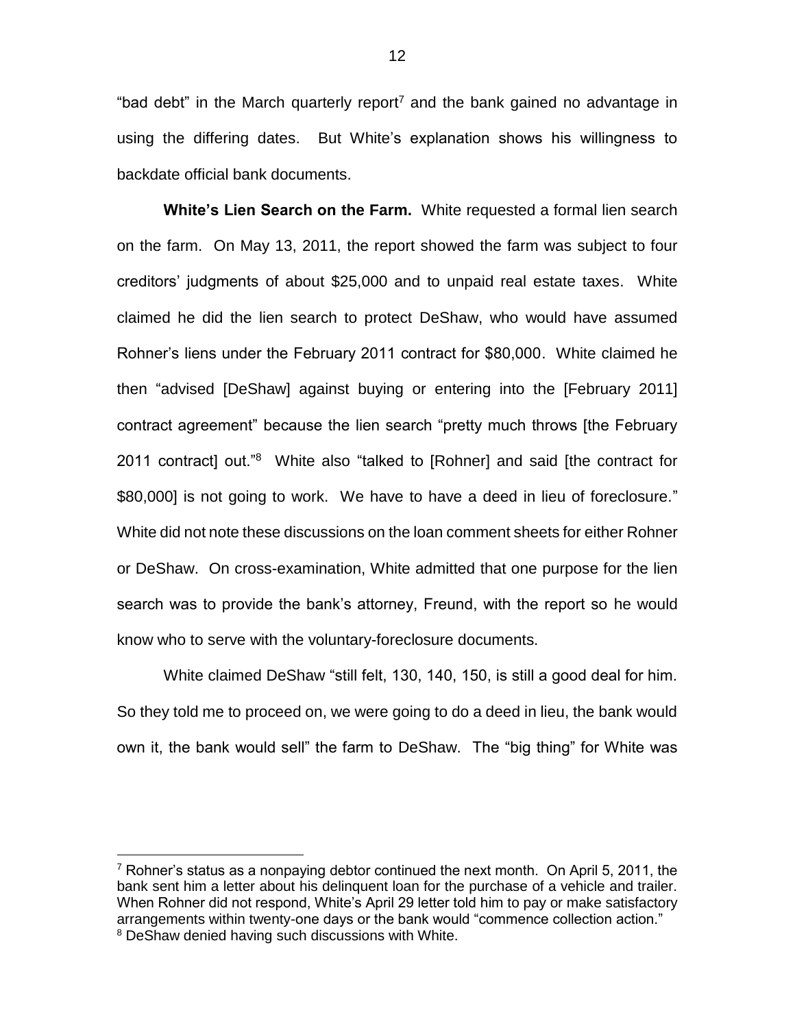"bad debt" in the March quarterly report[7] and the bank gained no advantage in using the differing dates. But White's explanation shows his willingness to backdate official bank documents.

**White's Lien Search on the Farm.** White requested a formal lien search on the farm. On May 13, 2011, the report showed the farm was subject to four creditors' judgments of about $25,000 and to unpaid real estate taxes. White claimed he did the lien search to protect DeShaw, who would have assumed Rohner's liens under the February 2011 contract for $80,000. White claimed he then "advised [DeShaw] against buying or entering into the [February 2011] contract agreement" because the lien search "pretty much throws [the February 2011 contract] out."[8] White also "talked to [Rohner] and said [the contract for $80,000] is not going to work. We have to have a deed in lieu of foreclosure." White did not note these discussions on the loan comment sheets for either Rohner or DeShaw. On cross-examination, White admitted that one purpose for the lien search was to provide the bank's attorney, Freund, with the report so he would know who to serve with the voluntary-foreclosure documents.

White claimed DeShaw "still felt, 130, 140, 150, is still a good deal for him. So they told me to proceed on, we were going to do a deed in lieu, the bank would own it, the bank would sell" the farm to DeShaw. The "big thing" for White was

---

[7] Rohner's status as a nonpaying debtor continued the next month. On April 5, 2011, the bank sent him a letter about his delinquent loan for the purchase of a vehicle and trailer. When Rohner did not respond, White's April 29 letter told him to pay or make satisfactory arrangements within twenty-one days or the bank would "commence collection action."

[8] DeShaw denied having such discussions with White.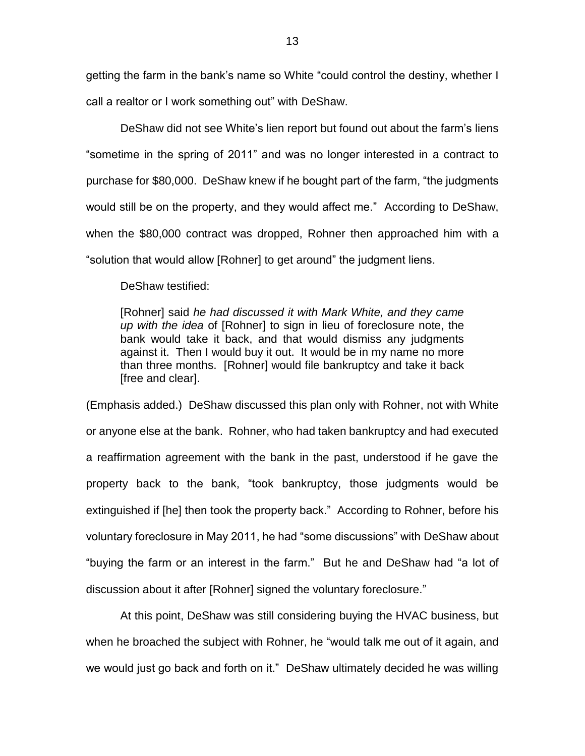getting the farm in the bank's name so White "could control the destiny, whether I call a realtor or I work something out" with DeShaw.

DeShaw did not see White's lien report but found out about the farm's liens "sometime in the spring of 2011" and was no longer interested in a contract to purchase for $80,000. DeShaw knew if he bought part of the farm, "the judgments would still be on the property, and they would affect me." According to DeShaw, when the $80,000 contract was dropped, Rohner then approached him with a "solution that would allow [Rohner] to get around" the judgment liens.

DeShaw testified:

> [Rohner] said *he had discussed it with Mark White, and they came up with the idea* of [Rohner] to sign in lieu of foreclosure note, the bank would take it back, and that would dismiss any judgments against it. Then I would buy it out. It would be in my name no more than three months. [Rohner] would file bankruptcy and take it back [free and clear].

(Emphasis added.) DeShaw discussed this plan only with Rohner, not with White or anyone else at the bank. Rohner, who had taken bankruptcy and had executed a reaffirmation agreement with the bank in the past, understood if he gave the property back to the bank, "took bankruptcy, those judgments would be extinguished if [he] then took the property back." According to Rohner, before his voluntary foreclosure in May 2011, he had "some discussions" with DeShaw about "buying the farm or an interest in the farm." But he and DeShaw had "a lot of discussion about it after [Rohner] signed the voluntary foreclosure."

At this point, DeShaw was still considering buying the HVAC business, but when he broached the subject with Rohner, he "would talk me out of it again, and we would just go back and forth on it." DeShaw ultimately decided he was willing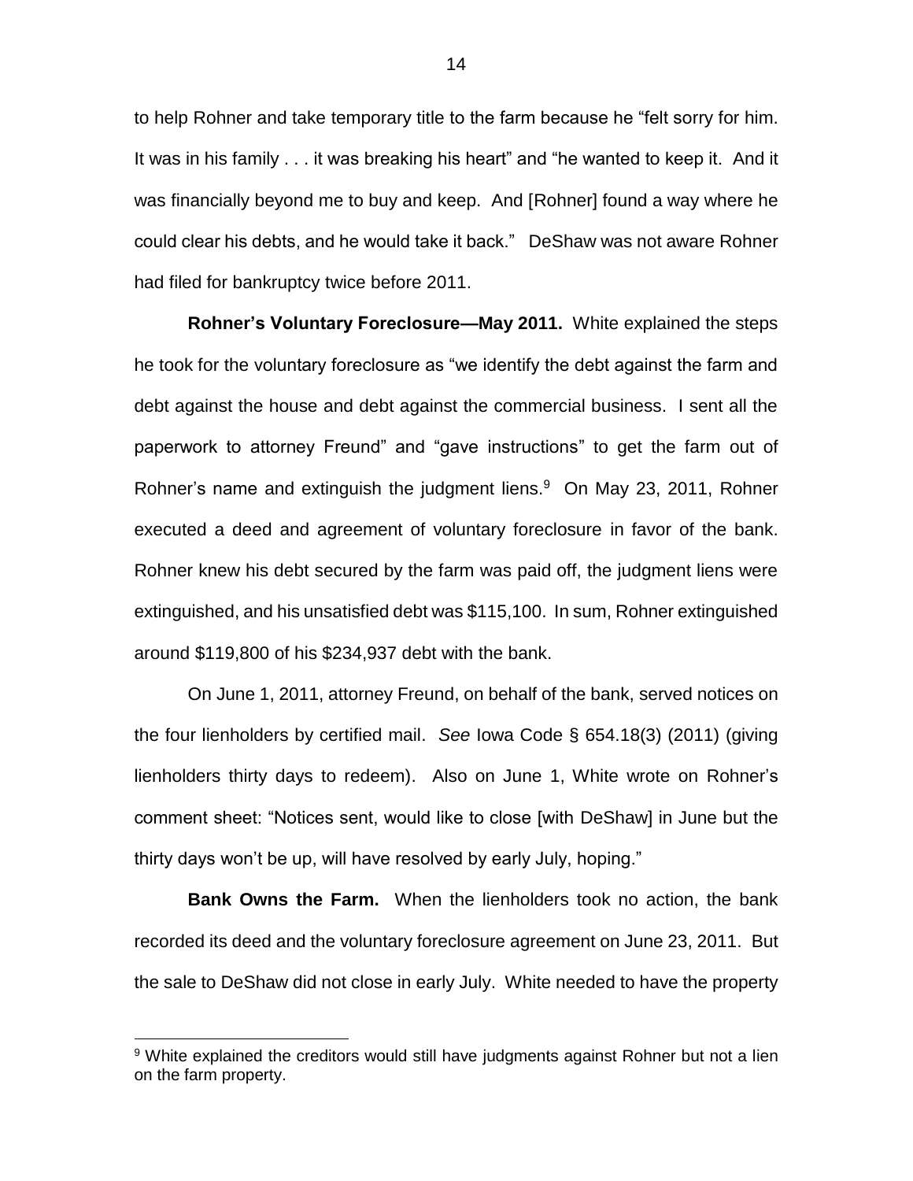to help Rohner and take temporary title to the farm because he "felt sorry for him. It was in his family . . . it was breaking his heart" and "he wanted to keep it. And it was financially beyond me to buy and keep. And [Rohner] found a way where he could clear his debts, and he would take it back." DeShaw was not aware Rohner had filed for bankruptcy twice before 2011.

**Rohner's Voluntary Foreclosure—May 2011.** White explained the steps he took for the voluntary foreclosure as "we identify the debt against the farm and debt against the house and debt against the commercial business. I sent all the paperwork to attorney Freund" and "gave instructions" to get the farm out of Rohner's name and extinguish the judgment liens.[9] On May 23, 2011, Rohner executed a deed and agreement of voluntary foreclosure in favor of the bank. Rohner knew his debt secured by the farm was paid off, the judgment liens were extinguished, and his unsatisfied debt was $115,100. In sum, Rohner extinguished around $119,800 of his $234,937 debt with the bank.

On June 1, 2011, attorney Freund, on behalf of the bank, served notices on the four lienholders by certified mail. *See* Iowa Code § 654.18(3) (2011) (giving lienholders thirty days to redeem). Also on June 1, White wrote on Rohner's comment sheet: "Notices sent, would like to close [with DeShaw] in June but the thirty days won't be up, will have resolved by early July, hoping."

**Bank Owns the Farm.** When the lienholders took no action, the bank recorded its deed and the voluntary foreclosure agreement on June 23, 2011. But the sale to DeShaw did not close in early July. White needed to have the property

[9] White explained the creditors would still have judgments against Rohner but not a lien on the farm property.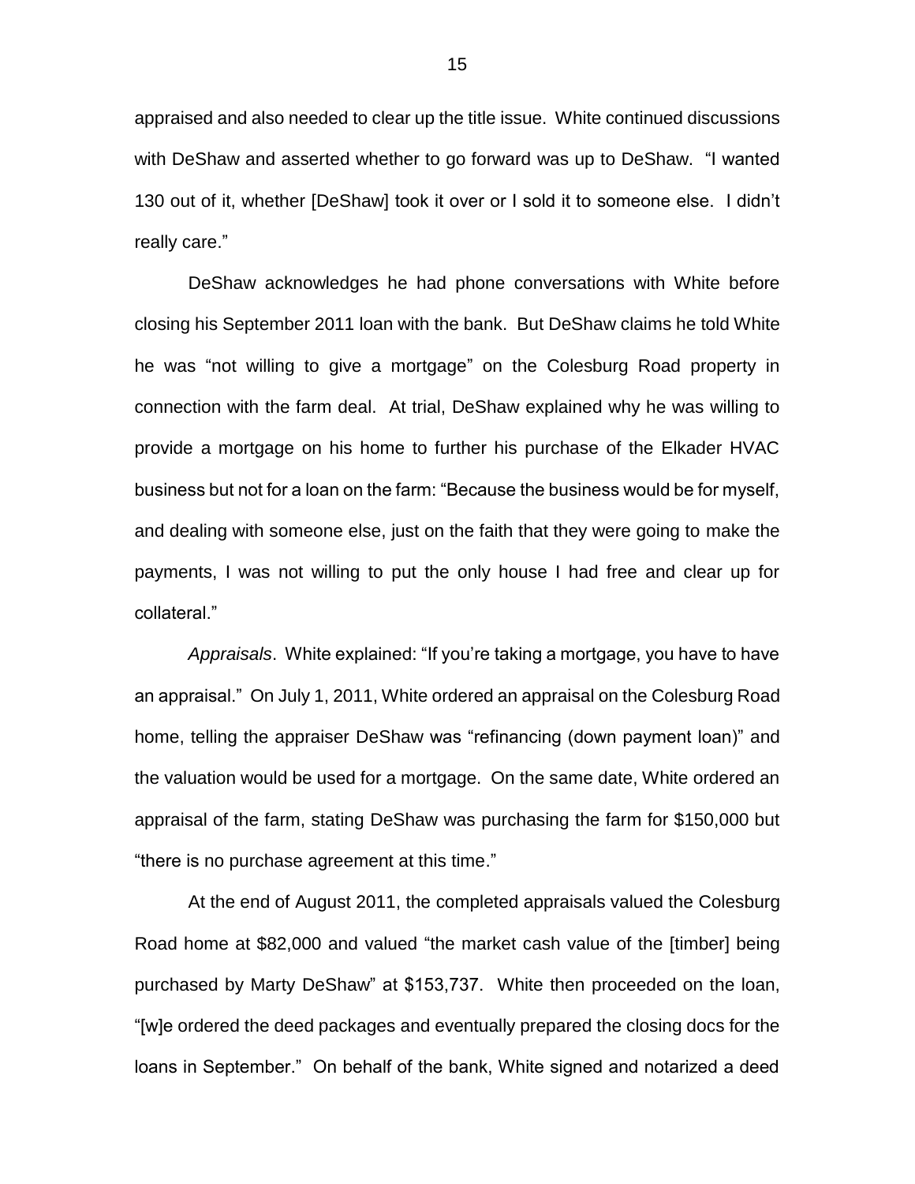appraised and also needed to clear up the title issue. White continued discussions with DeShaw and asserted whether to go forward was up to DeShaw. "I wanted 130 out of it, whether [DeShaw] took it over or I sold it to someone else. I didn't really care."

DeShaw acknowledges he had phone conversations with White before closing his September 2011 loan with the bank. But DeShaw claims he told White he was "not willing to give a mortgage" on the Colesburg Road property in connection with the farm deal. At trial, DeShaw explained why he was willing to provide a mortgage on his home to further his purchase of the Elkader HVAC business but not for a loan on the farm: "Because the business would be for myself, and dealing with someone else, just on the faith that they were going to make the payments, I was not willing to put the only house I had free and clear up for collateral."

*Appraisals*. White explained: "If you're taking a mortgage, you have to have an appraisal." On July 1, 2011, White ordered an appraisal on the Colesburg Road home, telling the appraiser DeShaw was "refinancing (down payment loan)" and the valuation would be used for a mortgage. On the same date, White ordered an appraisal of the farm, stating DeShaw was purchasing the farm for $150,000 but "there is no purchase agreement at this time."

At the end of August 2011, the completed appraisals valued the Colesburg Road home at $82,000 and valued "the market cash value of the [timber] being purchased by Marty DeShaw" at $153,737. White then proceeded on the loan, "[w]e ordered the deed packages and eventually prepared the closing docs for the loans in September." On behalf of the bank, White signed and notarized a deed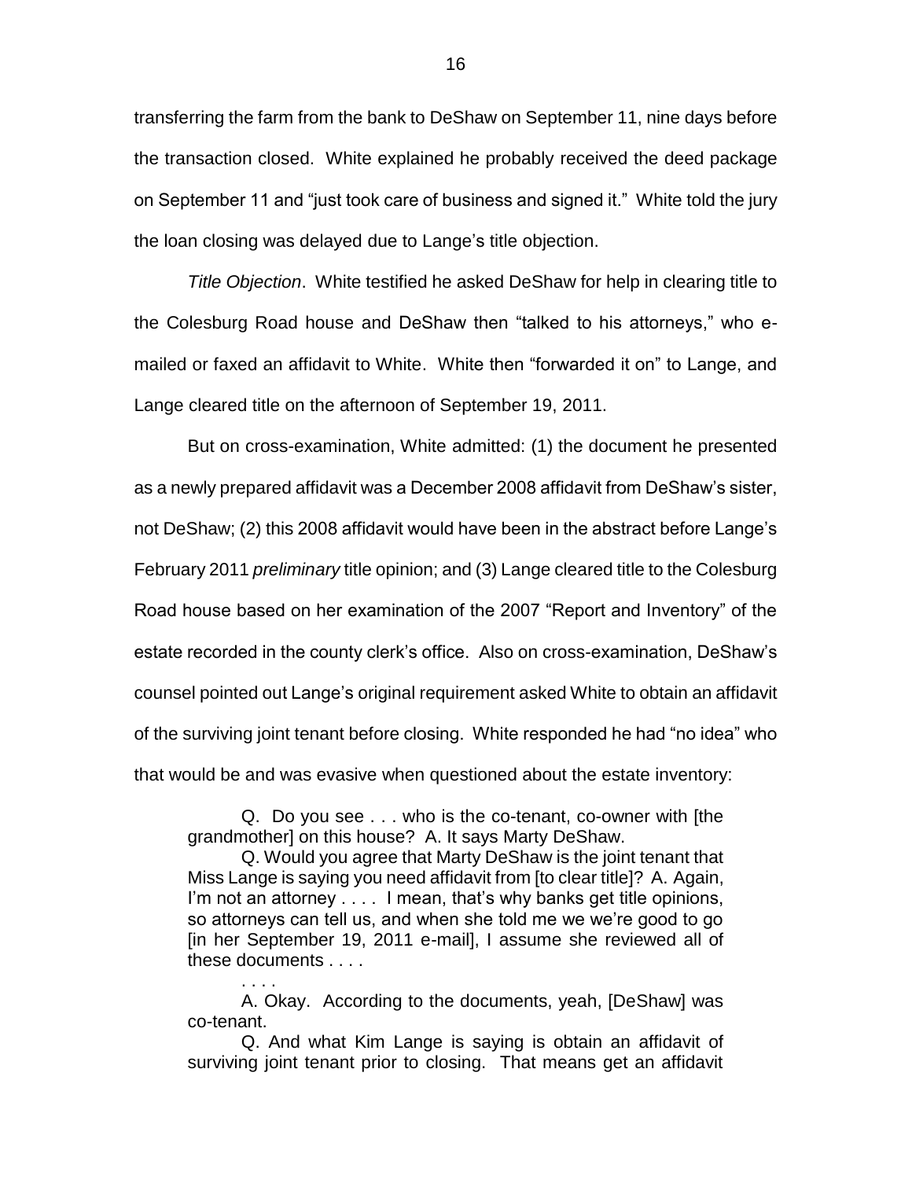transferring the farm from the bank to DeShaw on September 11, nine days before the transaction closed. White explained he probably received the deed package on September 11 and "just took care of business and signed it." White told the jury the loan closing was delayed due to Lange's title objection.

*Title Objection*. White testified he asked DeShaw for help in clearing title to the Colesburg Road house and DeShaw then "talked to his attorneys," who e-mailed or faxed an affidavit to White. White then "forwarded it on" to Lange, and Lange cleared title on the afternoon of September 19, 2011.

But on cross-examination, White admitted: (1) the document he presented as a newly prepared affidavit was a December 2008 affidavit from DeShaw's sister, not DeShaw; (2) this 2008 affidavit would have been in the abstract before Lange's February 2011 *preliminary* title opinion; and (3) Lange cleared title to the Colesburg Road house based on her examination of the 2007 "Report and Inventory" of the estate recorded in the county clerk's office. Also on cross-examination, DeShaw's counsel pointed out Lange's original requirement asked White to obtain an affidavit of the surviving joint tenant before closing. White responded he had "no idea" who that would be and was evasive when questioned about the estate inventory:

> Q. Do you see . . . who is the co-tenant, co-owner with [the grandmother] on this house? A. It says Marty DeShaw.
>
> Q. Would you agree that Marty DeShaw is the joint tenant that Miss Lange is saying you need affidavit from [to clear title]? A. Again, I'm not an attorney . . . . I mean, that's why banks get title opinions, so attorneys can tell us, and when she told me we we're good to go [in her September 19, 2011 e-mail], I assume she reviewed all of these documents . . . .
>
> . . . .
>
> A. Okay. According to the documents, yeah, [DeShaw] was co-tenant.
>
> Q. And what Kim Lange is saying is obtain an affidavit of surviving joint tenant prior to closing. That means get an affidavit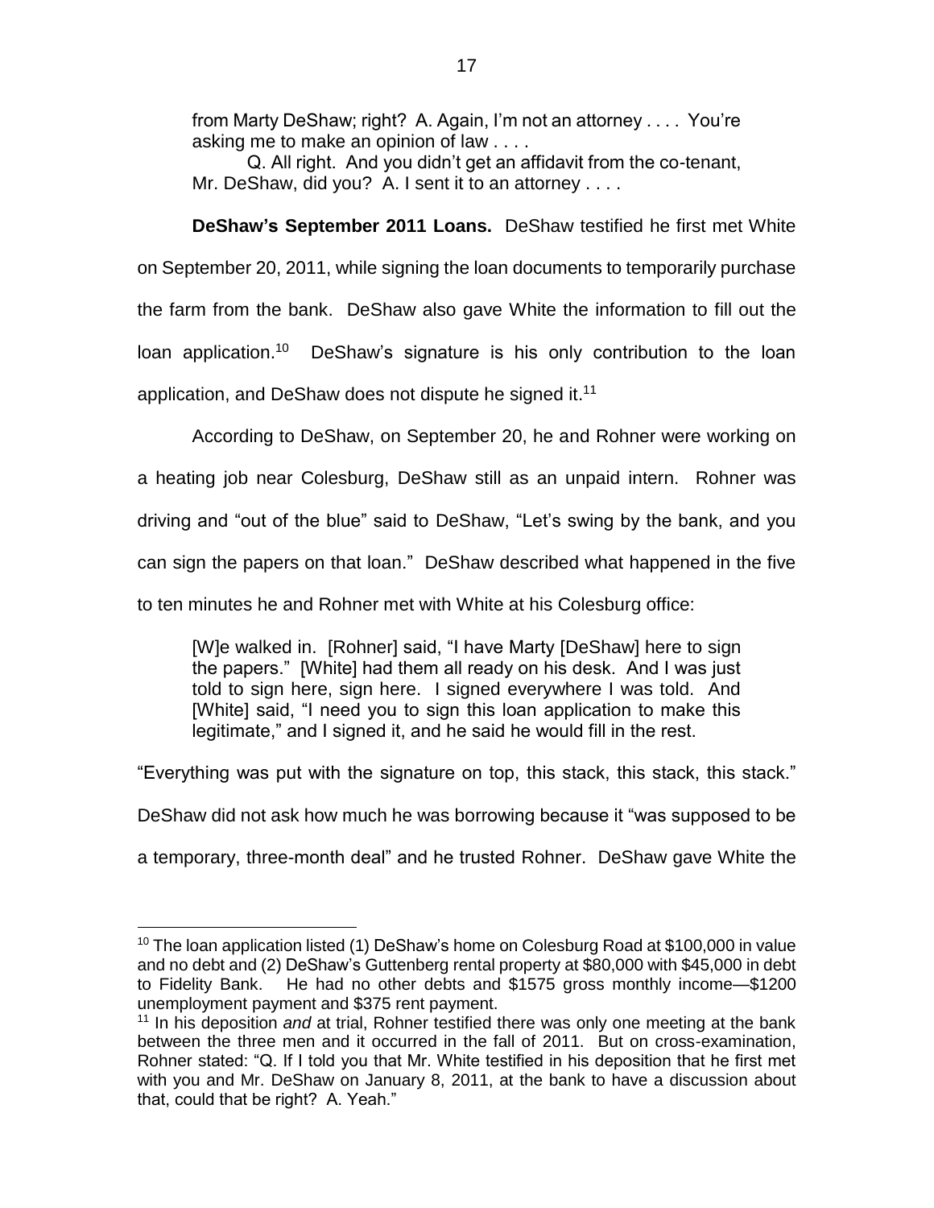from Marty DeShaw; right? A. Again, I'm not an attorney . . . . You're asking me to make an opinion of law . . . .

Q. All right. And you didn't get an affidavit from the co-tenant, Mr. DeShaw, did you? A. I sent it to an attorney . . . .

**DeShaw's September 2011 Loans.** DeShaw testified he first met White on September 20, 2011, while signing the loan documents to temporarily purchase the farm from the bank. DeShaw also gave White the information to fill out the loan application.[10] DeShaw's signature is his only contribution to the loan application, and DeShaw does not dispute he signed it.[11]

According to DeShaw, on September 20, he and Rohner were working on a heating job near Colesburg, DeShaw still as an unpaid intern. Rohner was driving and "out of the blue" said to DeShaw, "Let's swing by the bank, and you can sign the papers on that loan." DeShaw described what happened in the five to ten minutes he and Rohner met with White at his Colesburg office:

> [W]e walked in. [Rohner] said, "I have Marty [DeShaw] here to sign the papers." [White] had them all ready on his desk. And I was just told to sign here, sign here. I signed everywhere I was told. And [White] said, "I need you to sign this loan application to make this legitimate," and I signed it, and he said he would fill in the rest.

"Everything was put with the signature on top, this stack, this stack, this stack." DeShaw did not ask how much he was borrowing because it "was supposed to be a temporary, three-month deal" and he trusted Rohner. DeShaw gave White the

---

[10] The loan application listed (1) DeShaw's home on Colesburg Road at $100,000 in value and no debt and (2) DeShaw's Guttenberg rental property at $80,000 with $45,000 in debt to Fidelity Bank. He had no other debts and $1575 gross monthly income—$1200 unemployment payment and $375 rent payment.

[11] In his deposition *and* at trial, Rohner testified there was only one meeting at the bank between the three men and it occurred in the fall of 2011. But on cross-examination, Rohner stated: "Q. If I told you that Mr. White testified in his deposition that he first met with you and Mr. DeShaw on January 8, 2011, at the bank to have a discussion about that, could that be right? A. Yeah."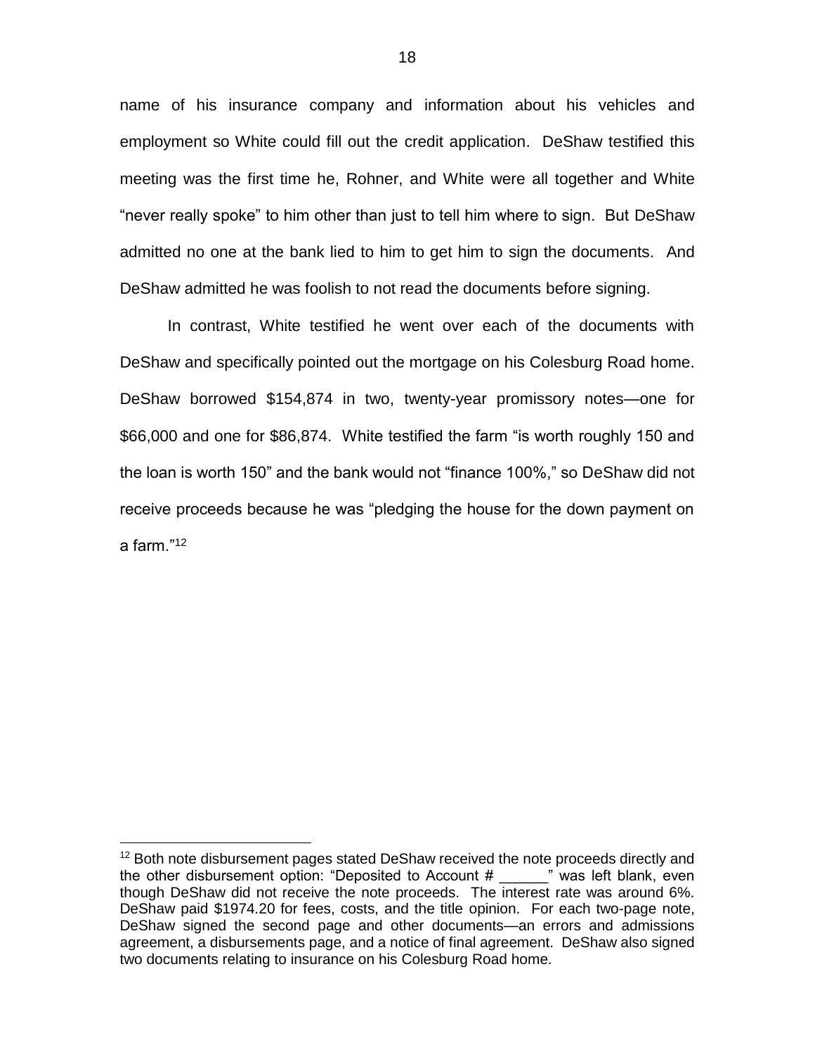name of his insurance company and information about his vehicles and employment so White could fill out the credit application. DeShaw testified this meeting was the first time he, Rohner, and White were all together and White "never really spoke" to him other than just to tell him where to sign. But DeShaw admitted no one at the bank lied to him to get him to sign the documents. And DeShaw admitted he was foolish to not read the documents before signing.

In contrast, White testified he went over each of the documents with DeShaw and specifically pointed out the mortgage on his Colesburg Road home. DeShaw borrowed $154,874 in two, twenty-year promissory notes—one for $66,000 and one for $86,874. White testified the farm "is worth roughly 150 and the loan is worth 150" and the bank would not "finance 100%," so DeShaw did not receive proceeds because he was "pledging the house for the down payment on a farm."[12]

[12] Both note disbursement pages stated DeShaw received the note proceeds directly and the other disbursement option: "Deposited to Account # ______" was left blank, even though DeShaw did not receive the note proceeds. The interest rate was around 6%. DeShaw paid $1974.20 for fees, costs, and the title opinion. For each two-page note, DeShaw signed the second page and other documents—an errors and admissions agreement, a disbursements page, and a notice of final agreement. DeShaw also signed two documents relating to insurance on his Colesburg Road home.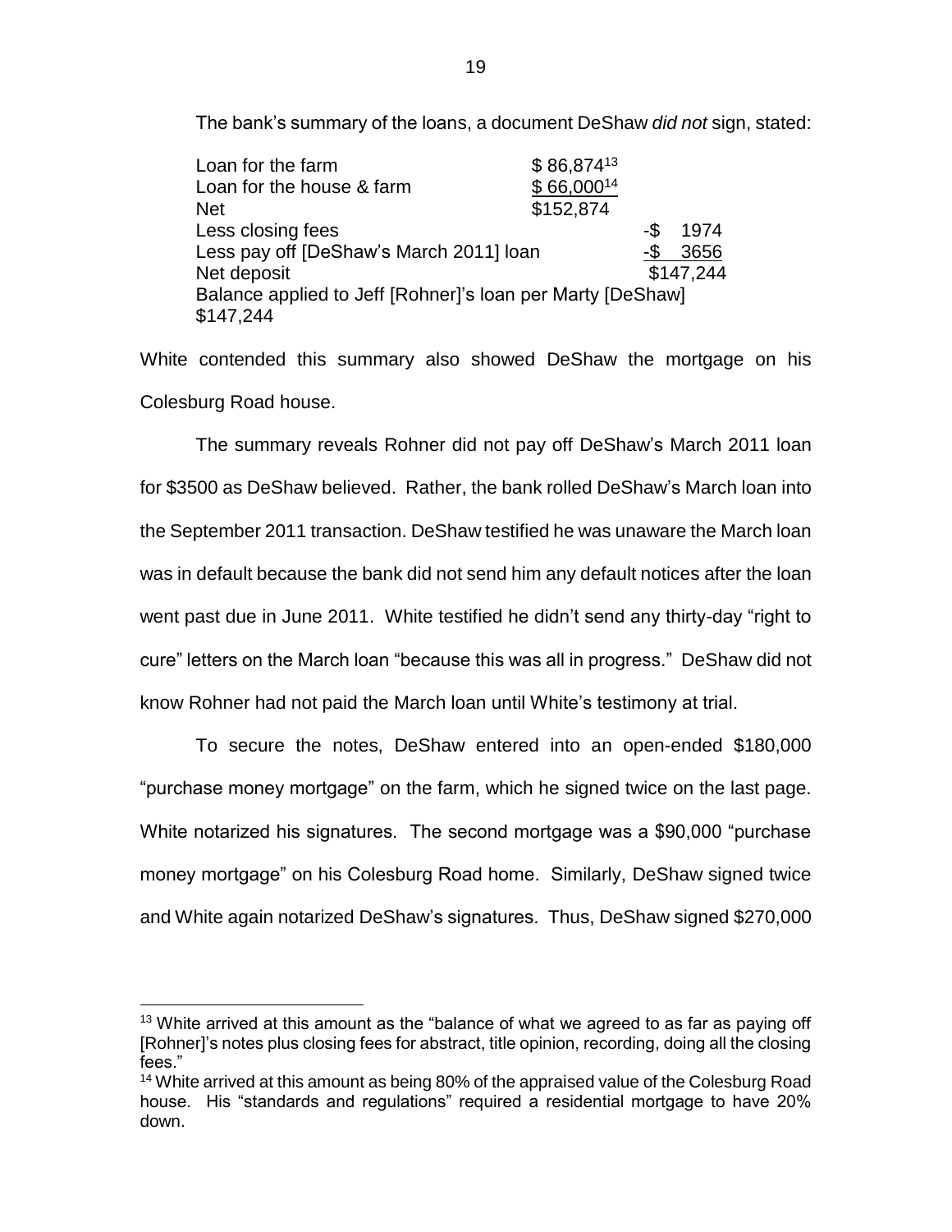The bank's summary of the loans, a document DeShaw *did not* sign, stated:

| | | |
|---|---|---|
| Loan for the farm | $ 86,874[13] | |
| Loan for the house & farm | $ 66,000[14] | |
| Net | $152,874 | |
| Less closing fees | | -$ 1974 |
| Less pay off [DeShaw's March 2011] loan | | -$ 3656 |
| Net deposit | | $147,244 |
| Balance applied to Jeff [Rohner]'s loan per Marty [DeShaw] $147,244 | | |

White contended this summary also showed DeShaw the mortgage on his Colesburg Road house.

The summary reveals Rohner did not pay off DeShaw's March 2011 loan for $3500 as DeShaw believed. Rather, the bank rolled DeShaw's March loan into the September 2011 transaction. DeShaw testified he was unaware the March loan was in default because the bank did not send him any default notices after the loan went past due in June 2011. White testified he didn't send any thirty-day "right to cure" letters on the March loan "because this was all in progress." DeShaw did not know Rohner had not paid the March loan until White's testimony at trial.

To secure the notes, DeShaw entered into an open-ended $180,000 "purchase money mortgage" on the farm, which he signed twice on the last page. White notarized his signatures. The second mortgage was a $90,000 "purchase money mortgage" on his Colesburg Road home. Similarly, DeShaw signed twice and White again notarized DeShaw's signatures. Thus, DeShaw signed $270,000

---

[13] White arrived at this amount as the "balance of what we agreed to as far as paying off [Rohner]'s notes plus closing fees for abstract, title opinion, recording, doing all the closing fees."

[14] White arrived at this amount as being 80% of the appraised value of the Colesburg Road house. His "standards and regulations" required a residential mortgage to have 20% down.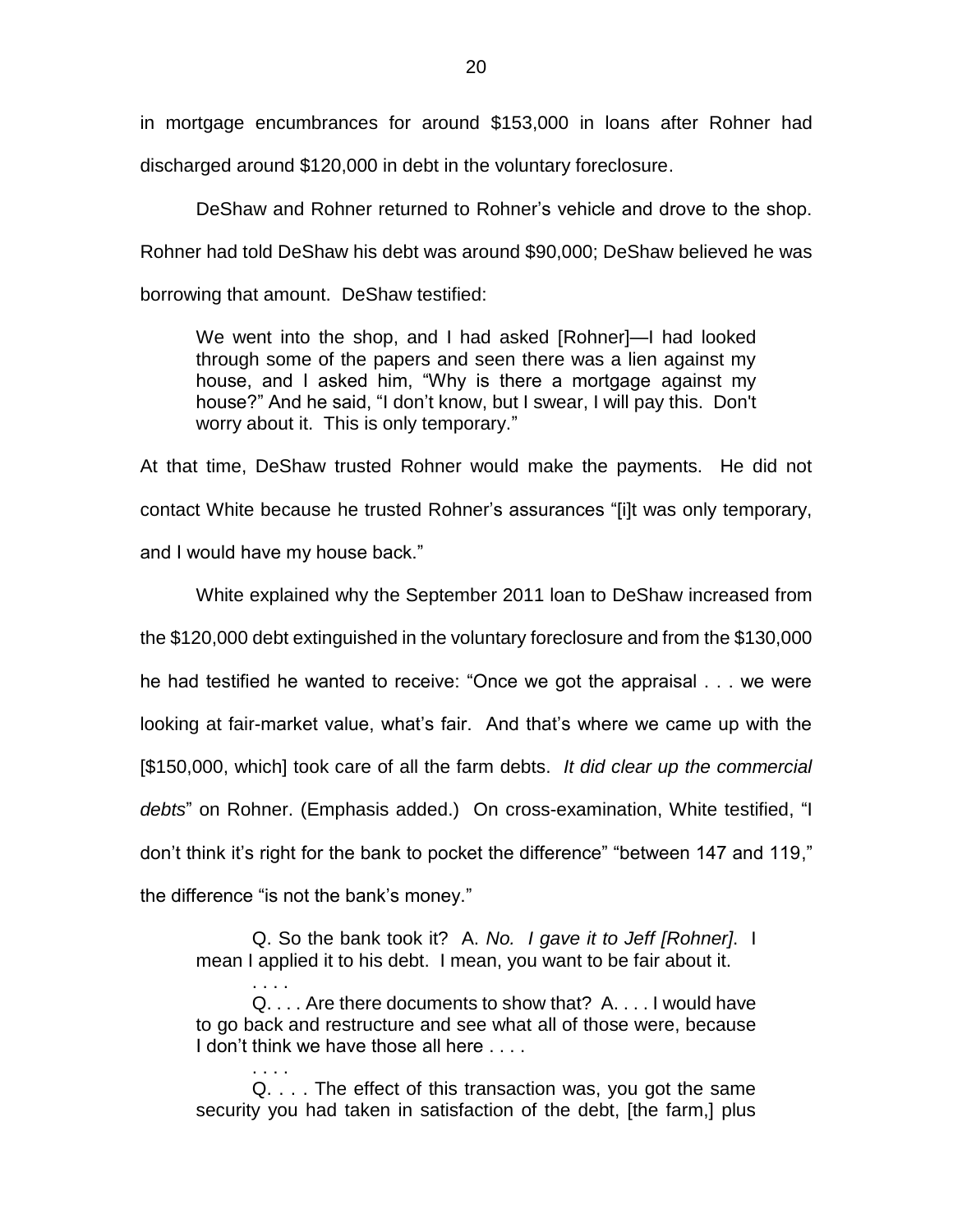in mortgage encumbrances for around $153,000 in loans after Rohner had discharged around $120,000 in debt in the voluntary foreclosure.

DeShaw and Rohner returned to Rohner's vehicle and drove to the shop. Rohner had told DeShaw his debt was around $90,000; DeShaw believed he was borrowing that amount. DeShaw testified:

> We went into the shop, and I had asked [Rohner]—I had looked through some of the papers and seen there was a lien against my house, and I asked him, "Why is there a mortgage against my house?" And he said, "I don't know, but I swear, I will pay this. Don't worry about it. This is only temporary."

At that time, DeShaw trusted Rohner would make the payments. He did not contact White because he trusted Rohner's assurances "[i]t was only temporary, and I would have my house back."

White explained why the September 2011 loan to DeShaw increased from the $120,000 debt extinguished in the voluntary foreclosure and from the $130,000 he had testified he wanted to receive: "Once we got the appraisal . . . we were looking at fair-market value, what's fair. And that's where we came up with the [$150,000, which] took care of all the farm debts. *It did clear up the commercial debts*" on Rohner. (Emphasis added.) On cross-examination, White testified, "I don't think it's right for the bank to pocket the difference" "between 147 and 119," the difference "is not the bank's money."

> Q. So the bank took it? A. *No. I gave it to Jeff [Rohner]*. I mean I applied it to his debt. I mean, you want to be fair about it.
>
> . . . .
>
> Q. . . . Are there documents to show that? A. . . . I would have to go back and restructure and see what all of those were, because I don't think we have those all here . . . .
>
> . . . .
>
> Q. . . . The effect of this transaction was, you got the same security you had taken in satisfaction of the debt, [the farm,] plus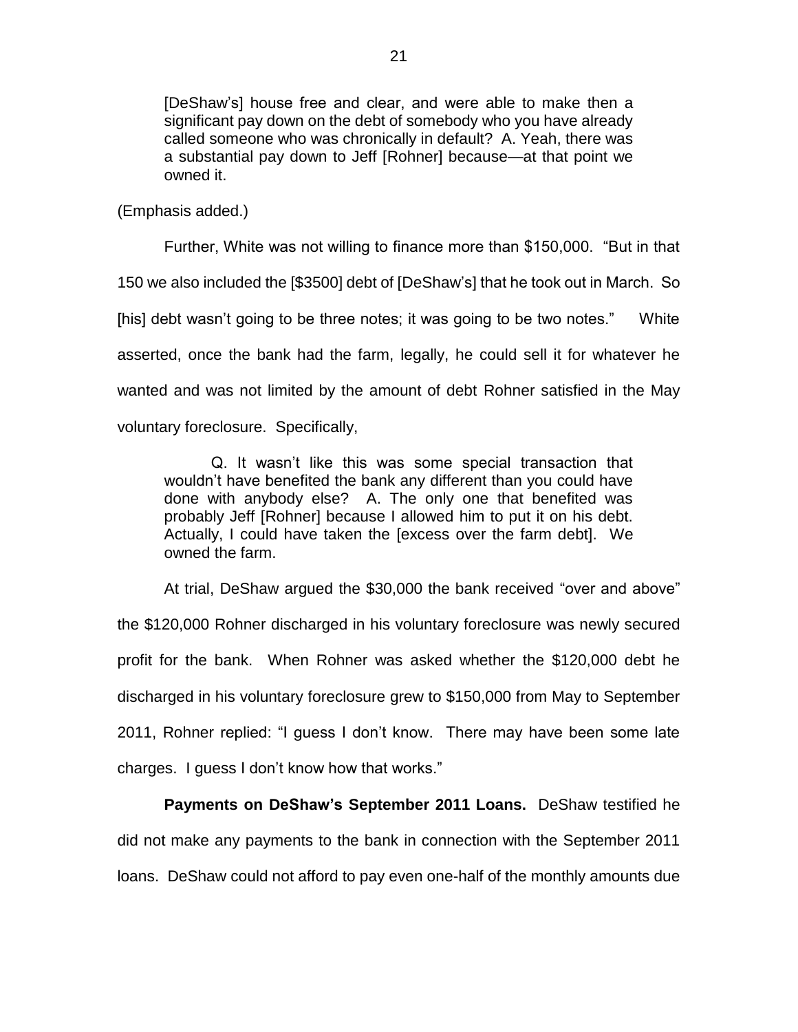> [DeShaw's] house free and clear, and were able to make then a significant pay down on the debt of somebody who you have already called someone who was chronically in default? A. Yeah, there was a substantial pay down to Jeff [Rohner] because—at that point we owned it.

(Emphasis added.)

Further, White was not willing to finance more than $150,000. "But in that 150 we also included the [$3500] debt of [DeShaw's] that he took out in March. So [his] debt wasn't going to be three notes; it was going to be two notes." White asserted, once the bank had the farm, legally, he could sell it for whatever he wanted and was not limited by the amount of debt Rohner satisfied in the May voluntary foreclosure. Specifically,

> Q. It wasn't like this was some special transaction that wouldn't have benefited the bank any different than you could have done with anybody else? A. The only one that benefited was probably Jeff [Rohner] because I allowed him to put it on his debt. Actually, I could have taken the [excess over the farm debt]. We owned the farm.

At trial, DeShaw argued the $30,000 the bank received "over and above" the $120,000 Rohner discharged in his voluntary foreclosure was newly secured profit for the bank. When Rohner was asked whether the $120,000 debt he discharged in his voluntary foreclosure grew to $150,000 from May to September 2011, Rohner replied: "I guess I don't know. There may have been some late charges. I guess I don't know how that works."

**Payments on DeShaw's September 2011 Loans.** DeShaw testified he did not make any payments to the bank in connection with the September 2011 loans. DeShaw could not afford to pay even one-half of the monthly amounts due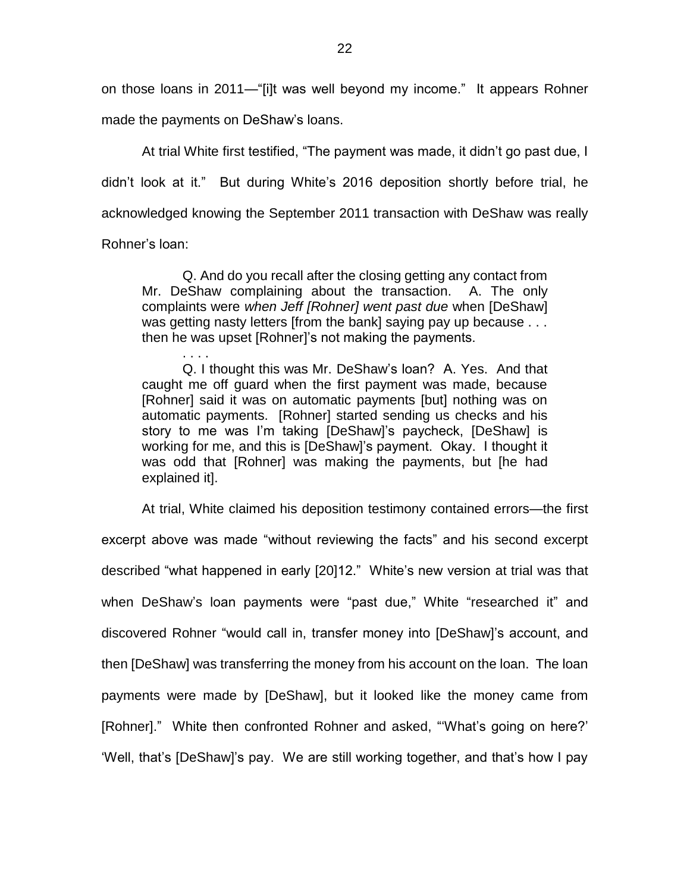on those loans in 2011—"[i]t was well beyond my income." It appears Rohner made the payments on DeShaw's loans.

At trial White first testified, "The payment was made, it didn't go past due, I didn't look at it." But during White's 2016 deposition shortly before trial, he acknowledged knowing the September 2011 transaction with DeShaw was really Rohner's loan:

> Q. And do you recall after the closing getting any contact from Mr. DeShaw complaining about the transaction. A. The only complaints were *when Jeff [Rohner] went past due* when [DeShaw] was getting nasty letters [from the bank] saying pay up because . . . then he was upset [Rohner]'s not making the payments.
>
> . . . .
>
> Q. I thought this was Mr. DeShaw's loan? A. Yes. And that caught me off guard when the first payment was made, because [Rohner] said it was on automatic payments [but] nothing was on automatic payments. [Rohner] started sending us checks and his story to me was I'm taking [DeShaw]'s paycheck, [DeShaw] is working for me, and this is [DeShaw]'s payment. Okay. I thought it was odd that [Rohner] was making the payments, but [he had explained it].

At trial, White claimed his deposition testimony contained errors—the first excerpt above was made "without reviewing the facts" and his second excerpt described "what happened in early [20]12." White's new version at trial was that when DeShaw's loan payments were "past due," White "researched it" and discovered Rohner "would call in, transfer money into [DeShaw]'s account, and then [DeShaw] was transferring the money from his account on the loan. The loan payments were made by [DeShaw], but it looked like the money came from [Rohner]." White then confronted Rohner and asked, "'What's going on here?' 'Well, that's [DeShaw]'s pay. We are still working together, and that's how I pay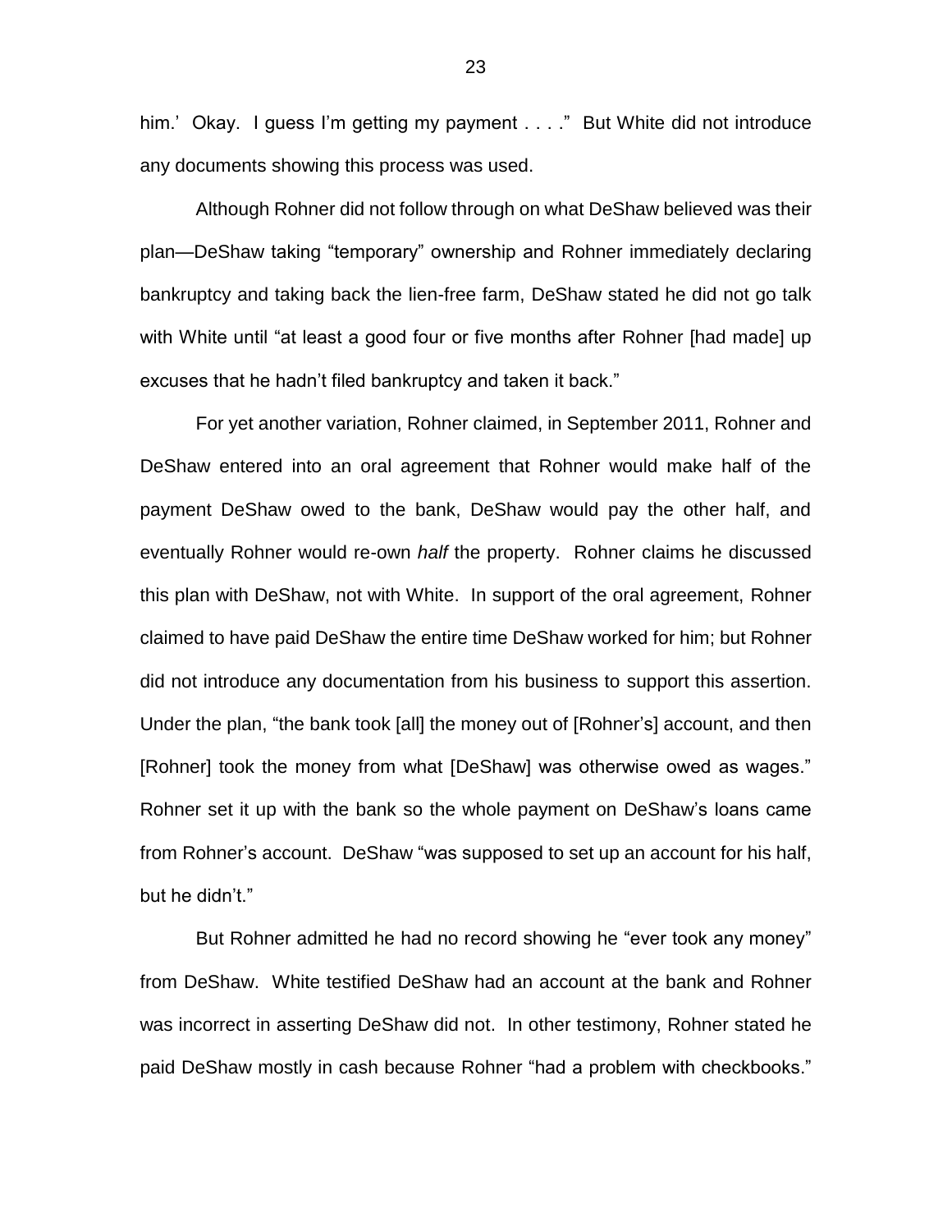him.' Okay. I guess I'm getting my payment . . . ." But White did not introduce any documents showing this process was used.

Although Rohner did not follow through on what DeShaw believed was their plan—DeShaw taking "temporary" ownership and Rohner immediately declaring bankruptcy and taking back the lien-free farm, DeShaw stated he did not go talk with White until "at least a good four or five months after Rohner [had made] up excuses that he hadn't filed bankruptcy and taken it back."

For yet another variation, Rohner claimed, in September 2011, Rohner and DeShaw entered into an oral agreement that Rohner would make half of the payment DeShaw owed to the bank, DeShaw would pay the other half, and eventually Rohner would re-own *half* the property. Rohner claims he discussed this plan with DeShaw, not with White. In support of the oral agreement, Rohner claimed to have paid DeShaw the entire time DeShaw worked for him; but Rohner did not introduce any documentation from his business to support this assertion. Under the plan, "the bank took [all] the money out of [Rohner's] account, and then [Rohner] took the money from what [DeShaw] was otherwise owed as wages." Rohner set it up with the bank so the whole payment on DeShaw's loans came from Rohner's account. DeShaw "was supposed to set up an account for his half, but he didn't."

But Rohner admitted he had no record showing he "ever took any money" from DeShaw. White testified DeShaw had an account at the bank and Rohner was incorrect in asserting DeShaw did not. In other testimony, Rohner stated he paid DeShaw mostly in cash because Rohner "had a problem with checkbooks."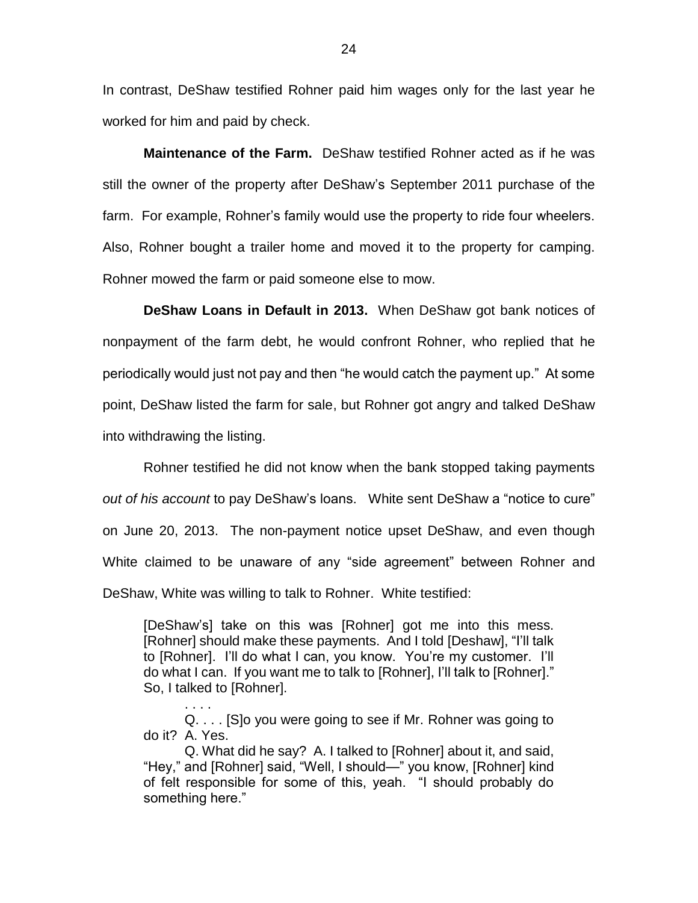In contrast, DeShaw testified Rohner paid him wages only for the last year he worked for him and paid by check.

**Maintenance of the Farm.** DeShaw testified Rohner acted as if he was still the owner of the property after DeShaw's September 2011 purchase of the farm. For example, Rohner's family would use the property to ride four wheelers. Also, Rohner bought a trailer home and moved it to the property for camping. Rohner mowed the farm or paid someone else to mow.

**DeShaw Loans in Default in 2013.** When DeShaw got bank notices of nonpayment of the farm debt, he would confront Rohner, who replied that he periodically would just not pay and then "he would catch the payment up." At some point, DeShaw listed the farm for sale, but Rohner got angry and talked DeShaw into withdrawing the listing.

Rohner testified he did not know when the bank stopped taking payments *out of his account* to pay DeShaw's loans. White sent DeShaw a "notice to cure" on June 20, 2013. The non-payment notice upset DeShaw, and even though White claimed to be unaware of any "side agreement" between Rohner and DeShaw, White was willing to talk to Rohner. White testified:

> [DeShaw's] take on this was [Rohner] got me into this mess. [Rohner] should make these payments. And I told [Deshaw], "I'll talk to [Rohner]. I'll do what I can, you know. You're my customer. I'll do what I can. If you want me to talk to [Rohner], I'll talk to [Rohner]." So, I talked to [Rohner].
>
> . . . .
>
> Q. . . . [S]o you were going to see if Mr. Rohner was going to do it? A. Yes.
>
> Q. What did he say? A. I talked to [Rohner] about it, and said, "Hey," and [Rohner] said, "Well, I should—" you know, [Rohner] kind of felt responsible for some of this, yeah. "I should probably do something here."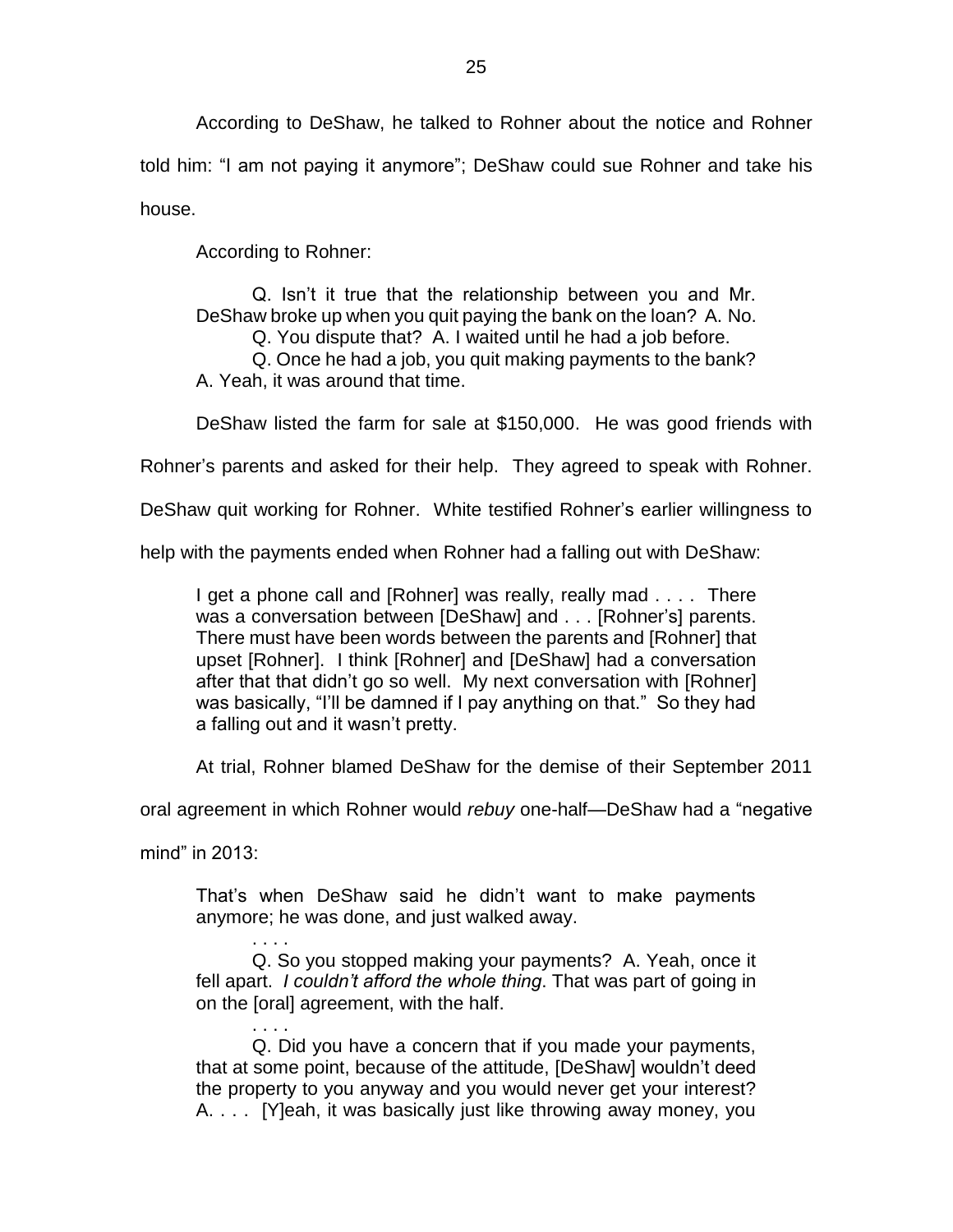According to DeShaw, he talked to Rohner about the notice and Rohner told him: "I am not paying it anymore"; DeShaw could sue Rohner and take his house.

According to Rohner:

> Q. Isn't it true that the relationship between you and Mr. DeShaw broke up when you quit paying the bank on the loan? A. No.
>
> Q. You dispute that? A. I waited until he had a job before.
>
> Q. Once he had a job, you quit making payments to the bank? A. Yeah, it was around that time.

DeShaw listed the farm for sale at $150,000. He was good friends with Rohner's parents and asked for their help. They agreed to speak with Rohner. DeShaw quit working for Rohner. White testified Rohner's earlier willingness to help with the payments ended when Rohner had a falling out with DeShaw:

> I get a phone call and [Rohner] was really, really mad . . . . There was a conversation between [DeShaw] and . . . [Rohner's] parents. There must have been words between the parents and [Rohner] that upset [Rohner]. I think [Rohner] and [DeShaw] had a conversation after that that didn't go so well. My next conversation with [Rohner] was basically, "I'll be damned if I pay anything on that." So they had a falling out and it wasn't pretty.

At trial, Rohner blamed DeShaw for the demise of their September 2011 oral agreement in which Rohner would *rebuy* one-half—DeShaw had a "negative mind" in 2013:

> That's when DeShaw said he didn't want to make payments anymore; he was done, and just walked away.
>
> . . . .
>
> Q. So you stopped making your payments? A. Yeah, once it fell apart. *I couldn't afford the whole thing*. That was part of going in on the [oral] agreement, with the half.
>
> . . . .
>
> Q. Did you have a concern that if you made your payments, that at some point, because of the attitude, [DeShaw] wouldn't deed the property to you anyway and you would never get your interest? A. . . . [Y]eah, it was basically just like throwing away money, you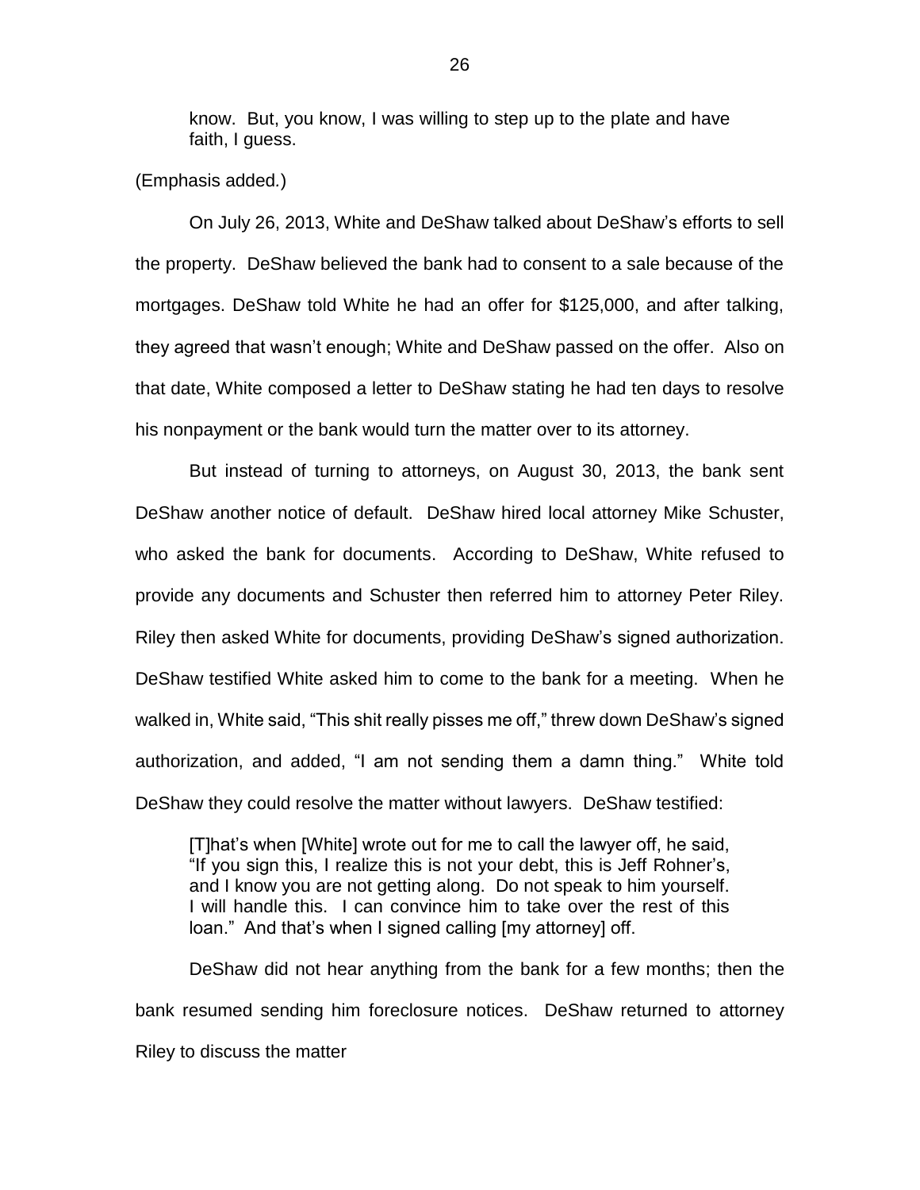> know. But, you know, I was willing to step up to the plate and have faith, I guess.

(Emphasis added.)

On July 26, 2013, White and DeShaw talked about DeShaw's efforts to sell the property. DeShaw believed the bank had to consent to a sale because of the mortgages. DeShaw told White he had an offer for $125,000, and after talking, they agreed that wasn't enough; White and DeShaw passed on the offer. Also on that date, White composed a letter to DeShaw stating he had ten days to resolve his nonpayment or the bank would turn the matter over to its attorney.

But instead of turning to attorneys, on August 30, 2013, the bank sent DeShaw another notice of default. DeShaw hired local attorney Mike Schuster, who asked the bank for documents. According to DeShaw, White refused to provide any documents and Schuster then referred him to attorney Peter Riley. Riley then asked White for documents, providing DeShaw's signed authorization. DeShaw testified White asked him to come to the bank for a meeting. When he walked in, White said, "This shit really pisses me off," threw down DeShaw's signed authorization, and added, "I am not sending them a damn thing." White told DeShaw they could resolve the matter without lawyers. DeShaw testified:

> [T]hat's when [White] wrote out for me to call the lawyer off, he said, "If you sign this, I realize this is not your debt, this is Jeff Rohner's, and I know you are not getting along. Do not speak to him yourself. I will handle this. I can convince him to take over the rest of this loan." And that's when I signed calling [my attorney] off.

DeShaw did not hear anything from the bank for a few months; then the bank resumed sending him foreclosure notices. DeShaw returned to attorney Riley to discuss the matter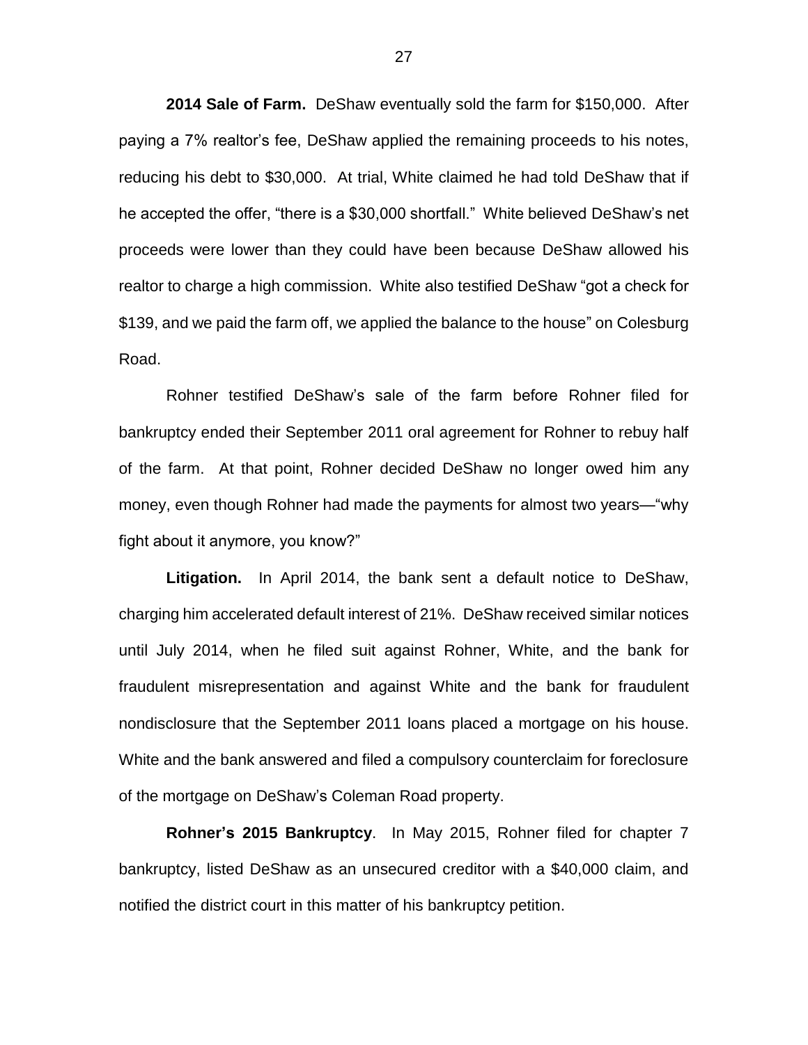**2014 Sale of Farm.** DeShaw eventually sold the farm for $150,000. After paying a 7% realtor's fee, DeShaw applied the remaining proceeds to his notes, reducing his debt to $30,000. At trial, White claimed he had told DeShaw that if he accepted the offer, "there is a $30,000 shortfall." White believed DeShaw's net proceeds were lower than they could have been because DeShaw allowed his realtor to charge a high commission. White also testified DeShaw "got a check for $139, and we paid the farm off, we applied the balance to the house" on Colesburg Road.

Rohner testified DeShaw's sale of the farm before Rohner filed for bankruptcy ended their September 2011 oral agreement for Rohner to rebuy half of the farm. At that point, Rohner decided DeShaw no longer owed him any money, even though Rohner had made the payments for almost two years—"why fight about it anymore, you know?"

**Litigation.** In April 2014, the bank sent a default notice to DeShaw, charging him accelerated default interest of 21%. DeShaw received similar notices until July 2014, when he filed suit against Rohner, White, and the bank for fraudulent misrepresentation and against White and the bank for fraudulent nondisclosure that the September 2011 loans placed a mortgage on his house. White and the bank answered and filed a compulsory counterclaim for foreclosure of the mortgage on DeShaw's Coleman Road property.

**Rohner's 2015 Bankruptcy**. In May 2015, Rohner filed for chapter 7 bankruptcy, listed DeShaw as an unsecured creditor with a $40,000 claim, and notified the district court in this matter of his bankruptcy petition.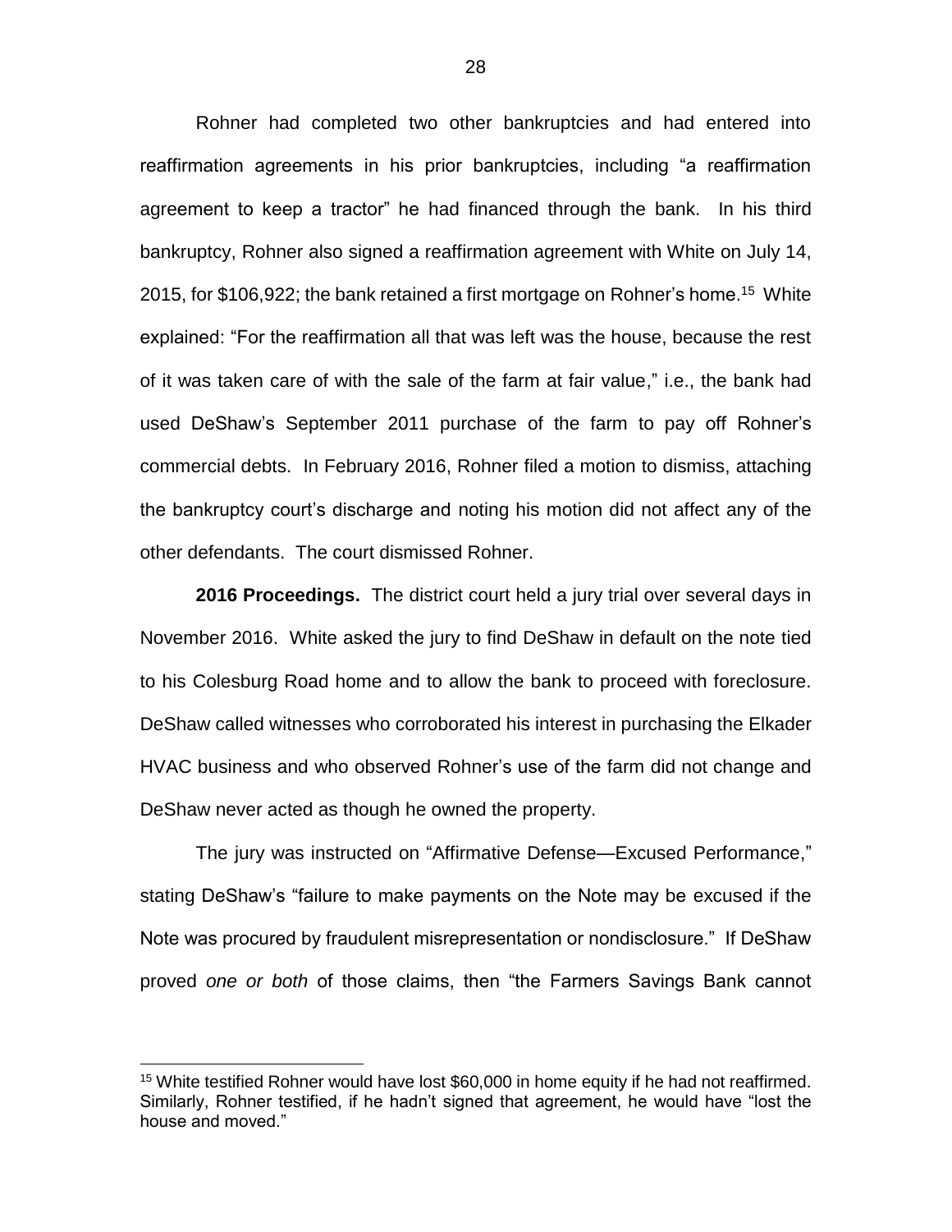Rohner had completed two other bankruptcies and had entered into reaffirmation agreements in his prior bankruptcies, including "a reaffirmation agreement to keep a tractor" he had financed through the bank. In his third bankruptcy, Rohner also signed a reaffirmation agreement with White on July 14, 2015, for $106,922; the bank retained a first mortgage on Rohner's home.[15] White explained: "For the reaffirmation all that was left was the house, because the rest of it was taken care of with the sale of the farm at fair value," i.e., the bank had used DeShaw's September 2011 purchase of the farm to pay off Rohner's commercial debts. In February 2016, Rohner filed a motion to dismiss, attaching the bankruptcy court's discharge and noting his motion did not affect any of the other defendants. The court dismissed Rohner.

**2016 Proceedings.** The district court held a jury trial over several days in November 2016. White asked the jury to find DeShaw in default on the note tied to his Colesburg Road home and to allow the bank to proceed with foreclosure. DeShaw called witnesses who corroborated his interest in purchasing the Elkader HVAC business and who observed Rohner's use of the farm did not change and DeShaw never acted as though he owned the property.

The jury was instructed on "Affirmative Defense—Excused Performance," stating DeShaw's "failure to make payments on the Note may be excused if the Note was procured by fraudulent misrepresentation or nondisclosure." If DeShaw proved *one or both* of those claims, then "the Farmers Savings Bank cannot

---

[15] White testified Rohner would have lost $60,000 in home equity if he had not reaffirmed. Similarly, Rohner testified, if he hadn't signed that agreement, he would have "lost the house and moved."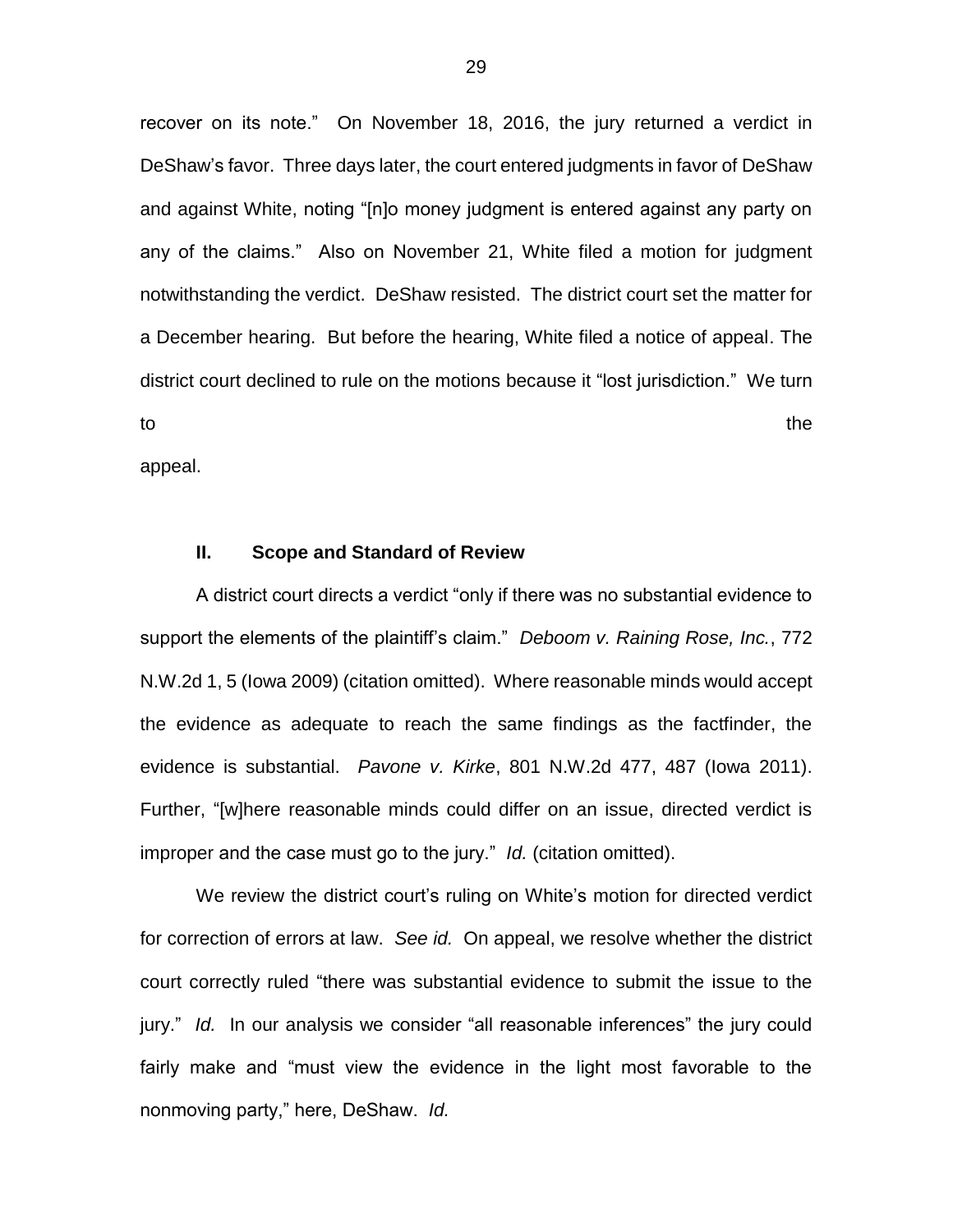recover on its note." On November 18, 2016, the jury returned a verdict in DeShaw's favor. Three days later, the court entered judgments in favor of DeShaw and against White, noting "[n]o money judgment is entered against any party on any of the claims." Also on November 21, White filed a motion for judgment notwithstanding the verdict. DeShaw resisted. The district court set the matter for a December hearing. But before the hearing, White filed a notice of appeal. The district court declined to rule on the motions because it "lost jurisdiction." We turn to the appeal.

## II. Scope and Standard of Review

A district court directs a verdict "only if there was no substantial evidence to support the elements of the plaintiff's claim." *Deboom v. Raining Rose, Inc.*, 772 N.W.2d 1, 5 (Iowa 2009) (citation omitted). Where reasonable minds would accept the evidence as adequate to reach the same findings as the factfinder, the evidence is substantial. *Pavone v. Kirke*, 801 N.W.2d 477, 487 (Iowa 2011). Further, "[w]here reasonable minds could differ on an issue, directed verdict is improper and the case must go to the jury." *Id.* (citation omitted).

We review the district court's ruling on White's motion for directed verdict for correction of errors at law. *See id.* On appeal, we resolve whether the district court correctly ruled "there was substantial evidence to submit the issue to the jury." *Id.* In our analysis we consider "all reasonable inferences" the jury could fairly make and "must view the evidence in the light most favorable to the nonmoving party," here, DeShaw. *Id.*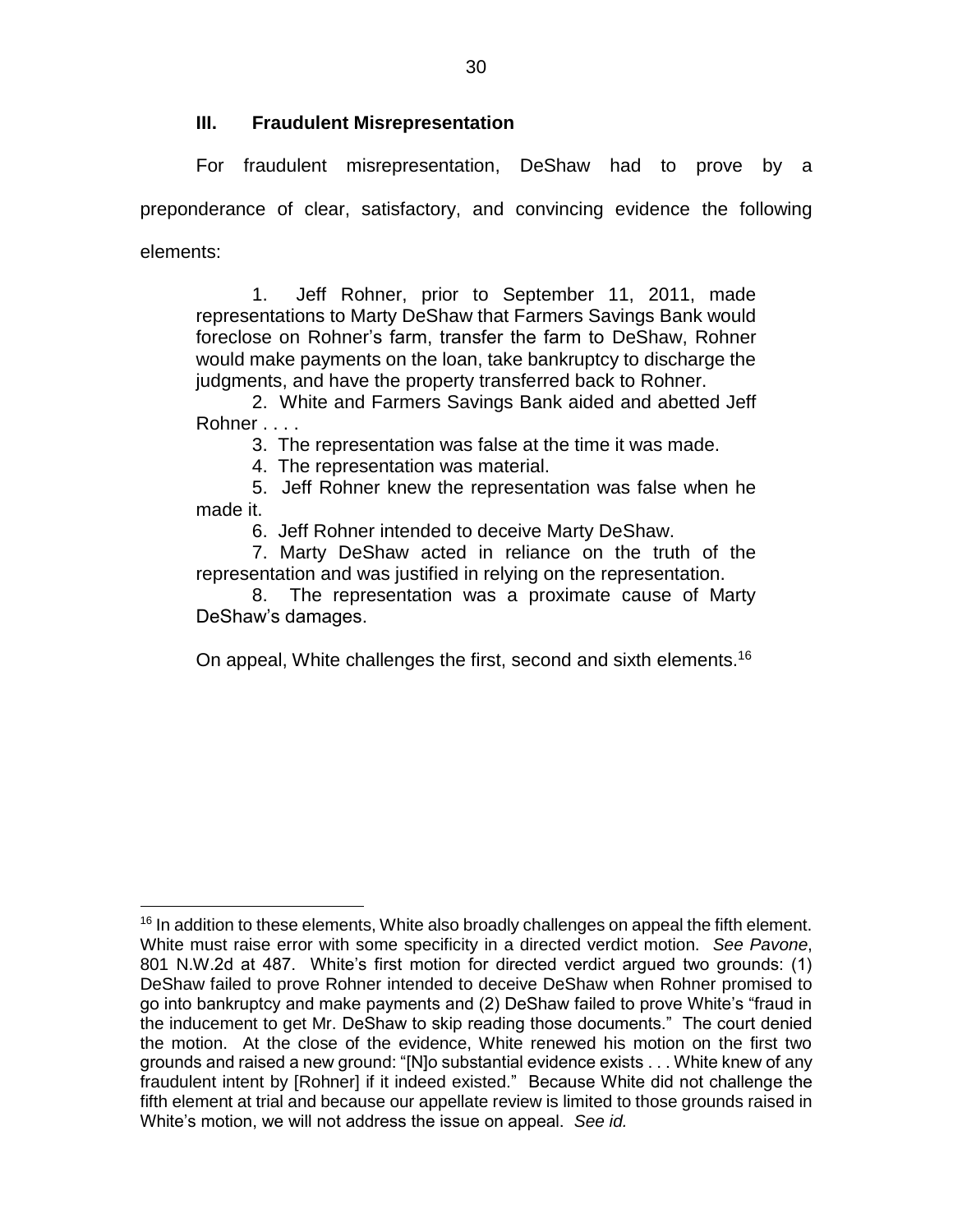### III. Fraudulent Misrepresentation

For fraudulent misrepresentation, DeShaw had to prove by a preponderance of clear, satisfactory, and convincing evidence the following elements:

> 1. Jeff Rohner, prior to September 11, 2011, made representations to Marty DeShaw that Farmers Savings Bank would foreclose on Rohner's farm, transfer the farm to DeShaw, Rohner would make payments on the loan, take bankruptcy to discharge the judgments, and have the property transferred back to Rohner.
> 2. White and Farmers Savings Bank aided and abetted Jeff Rohner . . . .
> 3. The representation was false at the time it was made.
> 4. The representation was material.
> 5. Jeff Rohner knew the representation was false when he made it.
> 6. Jeff Rohner intended to deceive Marty DeShaw.
> 7. Marty DeShaw acted in reliance on the truth of the representation and was justified in relying on the representation.
> 8. The representation was a proximate cause of Marty DeShaw's damages.

On appeal, White challenges the first, second and sixth elements.[16]

---

[16] In addition to these elements, White also broadly challenges on appeal the fifth element. White must raise error with some specificity in a directed verdict motion. *See Pavone*, 801 N.W.2d at 487. White's first motion for directed verdict argued two grounds: (1) DeShaw failed to prove Rohner intended to deceive DeShaw when Rohner promised to go into bankruptcy and make payments and (2) DeShaw failed to prove White's "fraud in the inducement to get Mr. DeShaw to skip reading those documents." The court denied the motion. At the close of the evidence, White renewed his motion on the first two grounds and raised a new ground: "[N]o substantial evidence exists . . . White knew of any fraudulent intent by [Rohner] if it indeed existed." Because White did not challenge the fifth element at trial and because our appellate review is limited to those grounds raised in White's motion, we will not address the issue on appeal. *See id.*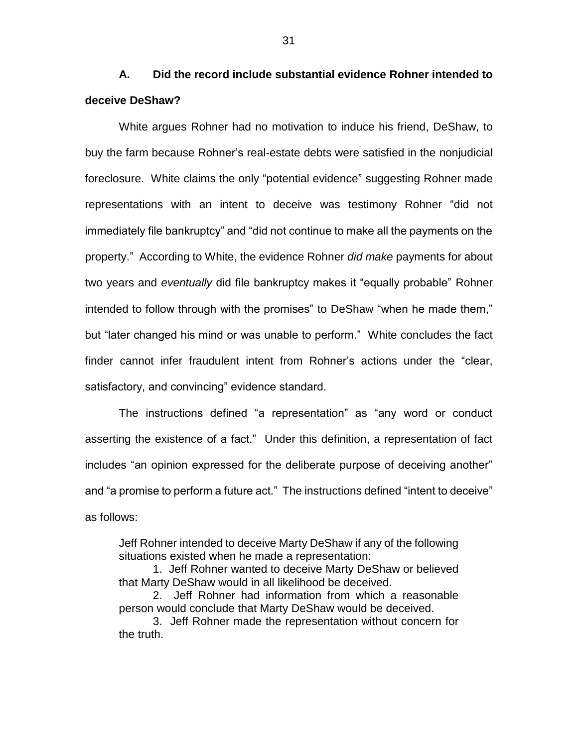### A. Did the record include substantial evidence Rohner intended to deceive DeShaw?

White argues Rohner had no motivation to induce his friend, DeShaw, to buy the farm because Rohner's real-estate debts were satisfied in the nonjudicial foreclosure. White claims the only "potential evidence" suggesting Rohner made representations with an intent to deceive was testimony Rohner "did not immediately file bankruptcy" and "did not continue to make all the payments on the property." According to White, the evidence Rohner *did make* payments for about two years and *eventually* did file bankruptcy makes it "equally probable" Rohner intended to follow through with the promises" to DeShaw "when he made them," but "later changed his mind or was unable to perform." White concludes the fact finder cannot infer fraudulent intent from Rohner's actions under the "clear, satisfactory, and convincing" evidence standard.

The instructions defined "a representation" as "any word or conduct asserting the existence of a fact." Under this definition, a representation of fact includes "an opinion expressed for the deliberate purpose of deceiving another" and "a promise to perform a future act." The instructions defined "intent to deceive" as follows:

> Jeff Rohner intended to deceive Marty DeShaw if any of the following situations existed when he made a representation:
>
> 1. Jeff Rohner wanted to deceive Marty DeShaw or believed that Marty DeShaw would in all likelihood be deceived.
> 2. Jeff Rohner had information from which a reasonable person would conclude that Marty DeShaw would be deceived.
> 3. Jeff Rohner made the representation without concern for the truth.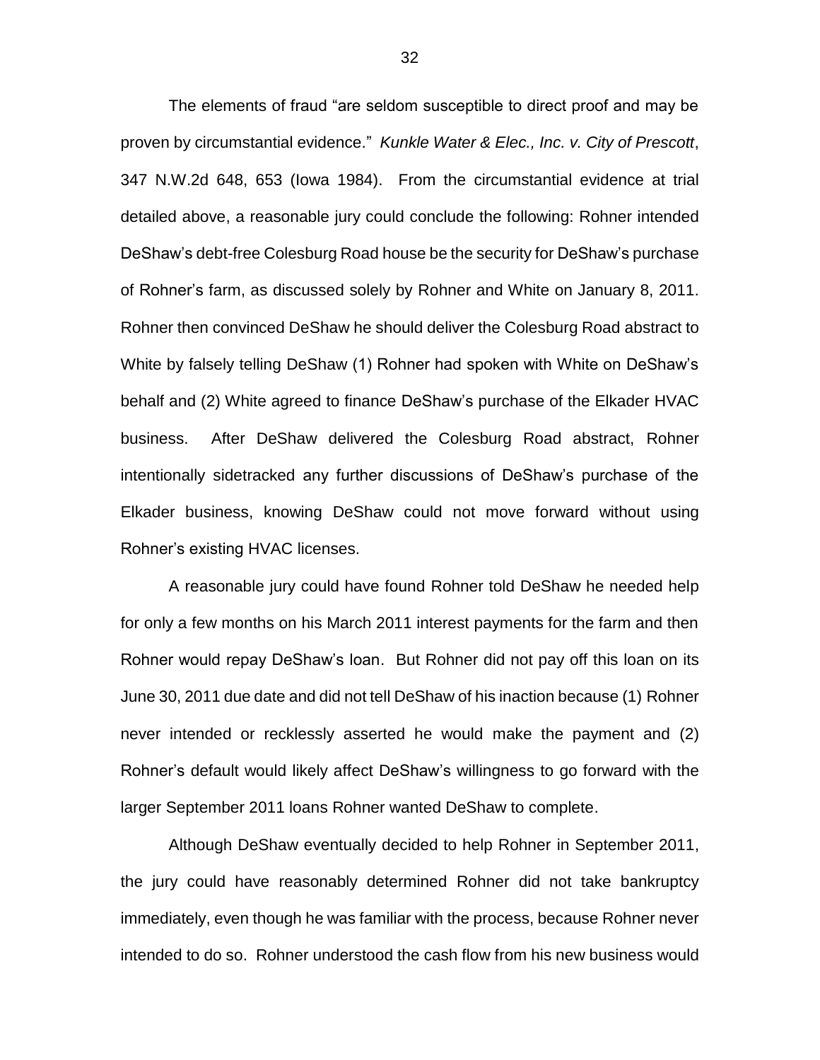The elements of fraud "are seldom susceptible to direct proof and may be proven by circumstantial evidence." *Kunkle Water & Elec., Inc. v. City of Prescott*, 347 N.W.2d 648, 653 (Iowa 1984). From the circumstantial evidence at trial detailed above, a reasonable jury could conclude the following: Rohner intended DeShaw's debt-free Colesburg Road house be the security for DeShaw's purchase of Rohner's farm, as discussed solely by Rohner and White on January 8, 2011. Rohner then convinced DeShaw he should deliver the Colesburg Road abstract to White by falsely telling DeShaw (1) Rohner had spoken with White on DeShaw's behalf and (2) White agreed to finance DeShaw's purchase of the Elkader HVAC business. After DeShaw delivered the Colesburg Road abstract, Rohner intentionally sidetracked any further discussions of DeShaw's purchase of the Elkader business, knowing DeShaw could not move forward without using Rohner's existing HVAC licenses.

A reasonable jury could have found Rohner told DeShaw he needed help for only a few months on his March 2011 interest payments for the farm and then Rohner would repay DeShaw's loan. But Rohner did not pay off this loan on its June 30, 2011 due date and did not tell DeShaw of his inaction because (1) Rohner never intended or recklessly asserted he would make the payment and (2) Rohner's default would likely affect DeShaw's willingness to go forward with the larger September 2011 loans Rohner wanted DeShaw to complete.

Although DeShaw eventually decided to help Rohner in September 2011, the jury could have reasonably determined Rohner did not take bankruptcy immediately, even though he was familiar with the process, because Rohner never intended to do so. Rohner understood the cash flow from his new business would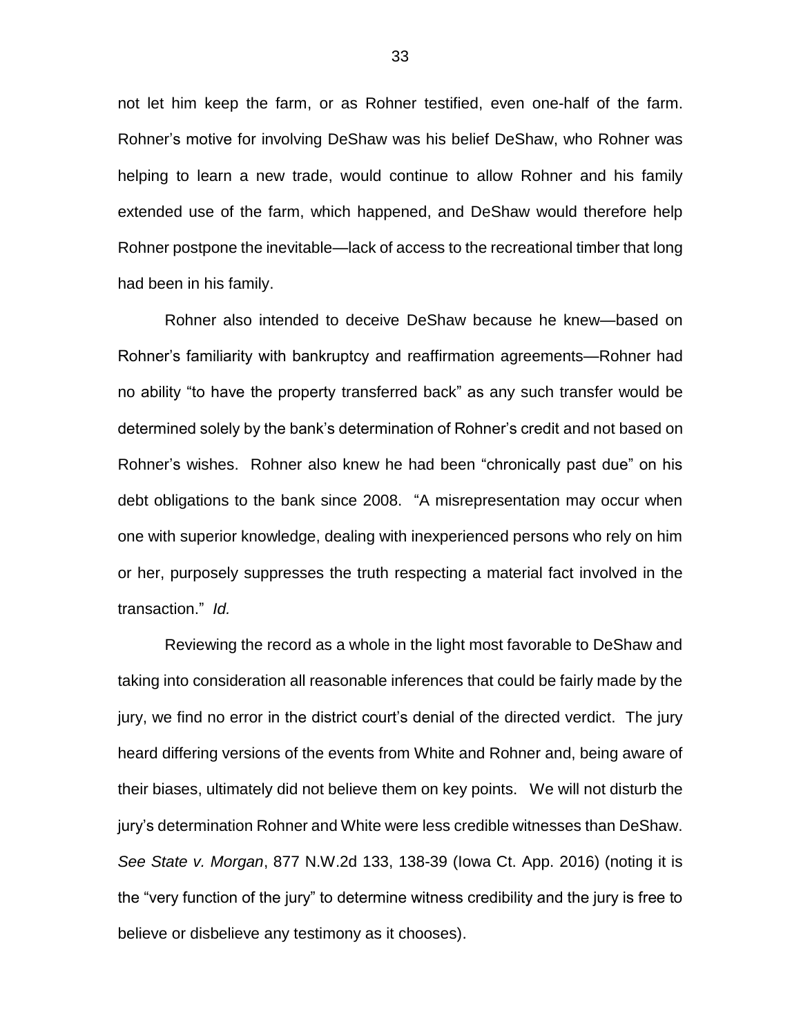not let him keep the farm, or as Rohner testified, even one-half of the farm. Rohner's motive for involving DeShaw was his belief DeShaw, who Rohner was helping to learn a new trade, would continue to allow Rohner and his family extended use of the farm, which happened, and DeShaw would therefore help Rohner postpone the inevitable—lack of access to the recreational timber that long had been in his family.

Rohner also intended to deceive DeShaw because he knew—based on Rohner's familiarity with bankruptcy and reaffirmation agreements—Rohner had no ability "to have the property transferred back" as any such transfer would be determined solely by the bank's determination of Rohner's credit and not based on Rohner's wishes. Rohner also knew he had been "chronically past due" on his debt obligations to the bank since 2008. "A misrepresentation may occur when one with superior knowledge, dealing with inexperienced persons who rely on him or her, purposely suppresses the truth respecting a material fact involved in the transaction." *Id.*

Reviewing the record as a whole in the light most favorable to DeShaw and taking into consideration all reasonable inferences that could be fairly made by the jury, we find no error in the district court's denial of the directed verdict. The jury heard differing versions of the events from White and Rohner and, being aware of their biases, ultimately did not believe them on key points. We will not disturb the jury's determination Rohner and White were less credible witnesses than DeShaw. *See State v. Morgan*, 877 N.W.2d 133, 138-39 (Iowa Ct. App. 2016) (noting it is the "very function of the jury" to determine witness credibility and the jury is free to believe or disbelieve any testimony as it chooses).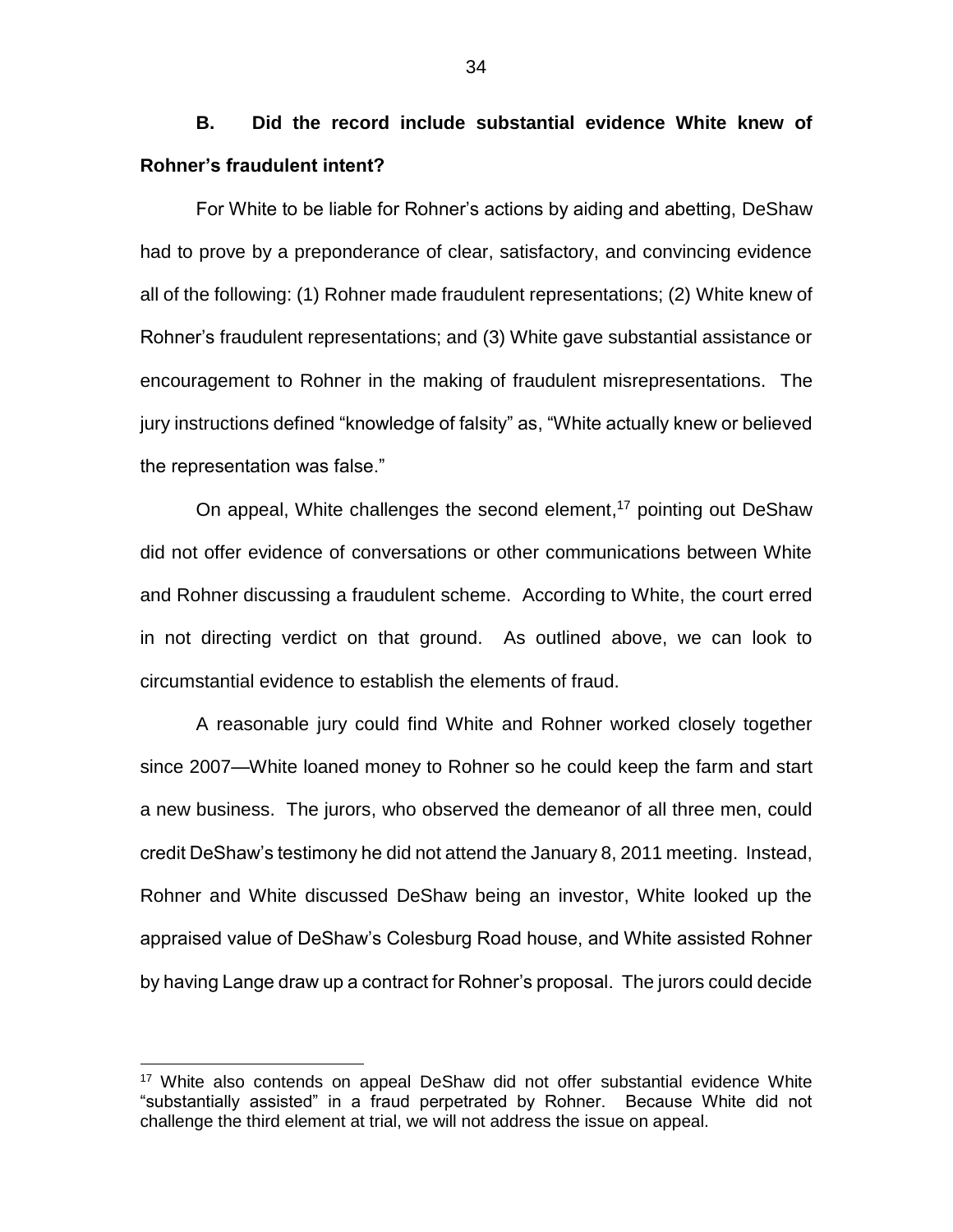**B. Did the record include substantial evidence White knew of Rohner's fraudulent intent?**

For White to be liable for Rohner's actions by aiding and abetting, DeShaw had to prove by a preponderance of clear, satisfactory, and convincing evidence all of the following: (1) Rohner made fraudulent representations; (2) White knew of Rohner's fraudulent representations; and (3) White gave substantial assistance or encouragement to Rohner in the making of fraudulent misrepresentations. The jury instructions defined "knowledge of falsity" as, "White actually knew or believed the representation was false."

On appeal, White challenges the second element,[17] pointing out DeShaw did not offer evidence of conversations or other communications between White and Rohner discussing a fraudulent scheme. According to White, the court erred in not directing verdict on that ground. As outlined above, we can look to circumstantial evidence to establish the elements of fraud.

A reasonable jury could find White and Rohner worked closely together since 2007—White loaned money to Rohner so he could keep the farm and start a new business. The jurors, who observed the demeanor of all three men, could credit DeShaw's testimony he did not attend the January 8, 2011 meeting. Instead, Rohner and White discussed DeShaw being an investor, White looked up the appraised value of DeShaw's Colesburg Road house, and White assisted Rohner by having Lange draw up a contract for Rohner's proposal. The jurors could decide

[17] White also contends on appeal DeShaw did not offer substantial evidence White "substantially assisted" in a fraud perpetrated by Rohner. Because White did not challenge the third element at trial, we will not address the issue on appeal.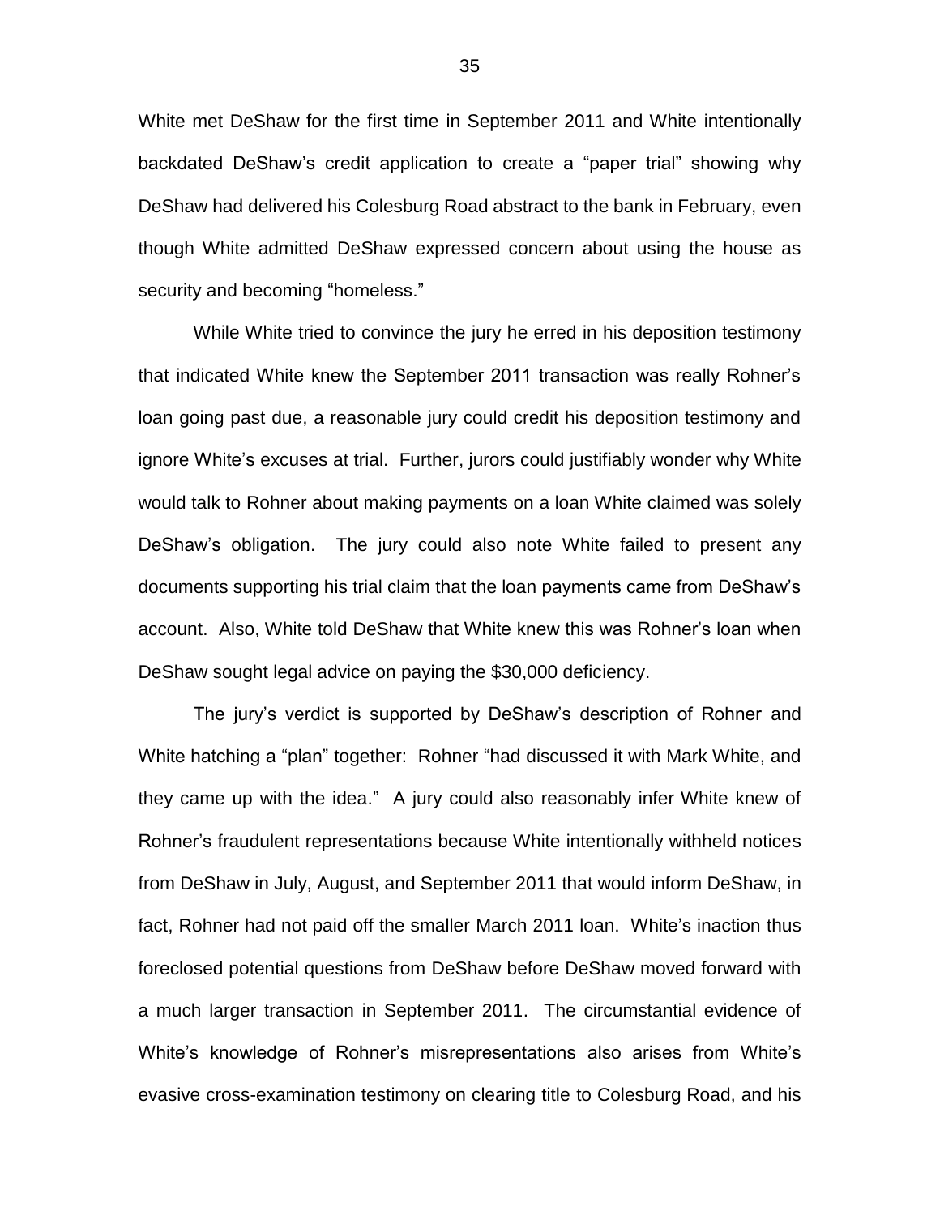White met DeShaw for the first time in September 2011 and White intentionally backdated DeShaw's credit application to create a "paper trial" showing why DeShaw had delivered his Colesburg Road abstract to the bank in February, even though White admitted DeShaw expressed concern about using the house as security and becoming "homeless."

While White tried to convince the jury he erred in his deposition testimony that indicated White knew the September 2011 transaction was really Rohner's loan going past due, a reasonable jury could credit his deposition testimony and ignore White's excuses at trial. Further, jurors could justifiably wonder why White would talk to Rohner about making payments on a loan White claimed was solely DeShaw's obligation. The jury could also note White failed to present any documents supporting his trial claim that the loan payments came from DeShaw's account. Also, White told DeShaw that White knew this was Rohner's loan when DeShaw sought legal advice on paying the $30,000 deficiency.

The jury's verdict is supported by DeShaw's description of Rohner and White hatching a "plan" together: Rohner "had discussed it with Mark White, and they came up with the idea." A jury could also reasonably infer White knew of Rohner's fraudulent representations because White intentionally withheld notices from DeShaw in July, August, and September 2011 that would inform DeShaw, in fact, Rohner had not paid off the smaller March 2011 loan. White's inaction thus foreclosed potential questions from DeShaw before DeShaw moved forward with a much larger transaction in September 2011. The circumstantial evidence of White's knowledge of Rohner's misrepresentations also arises from White's evasive cross-examination testimony on clearing title to Colesburg Road, and his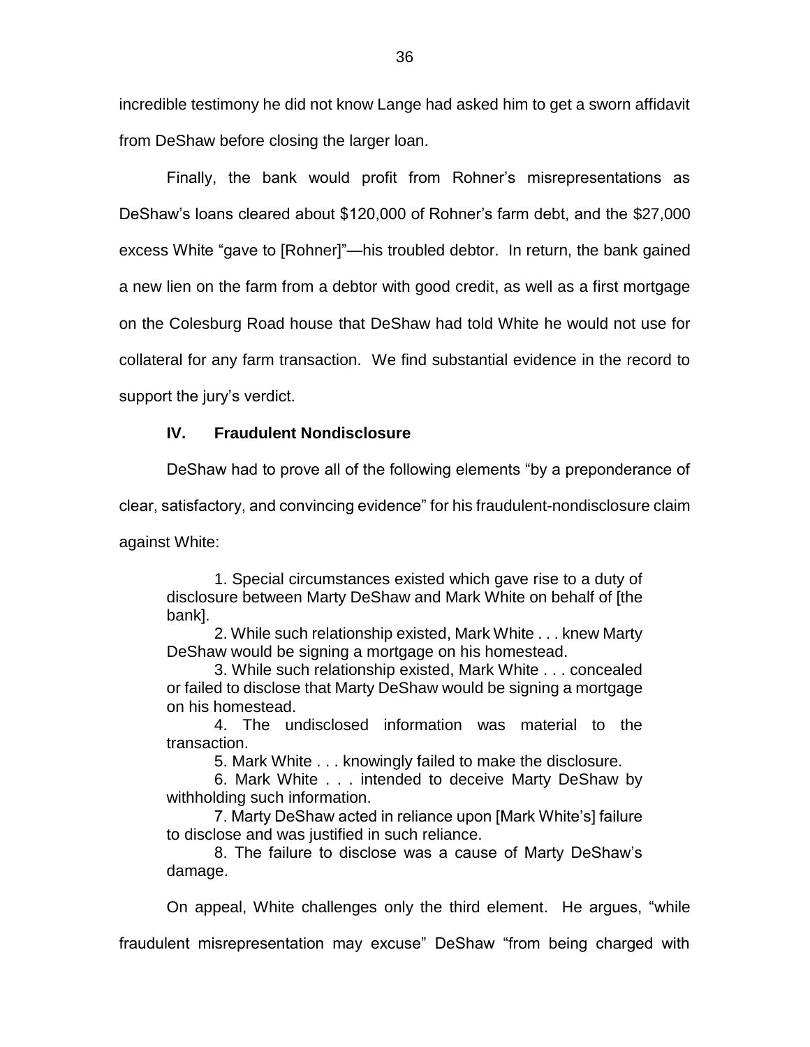incredible testimony he did not know Lange had asked him to get a sworn affidavit from DeShaw before closing the larger loan.

Finally, the bank would profit from Rohner's misrepresentations as DeShaw's loans cleared about $120,000 of Rohner's farm debt, and the $27,000 excess White "gave to [Rohner]"—his troubled debtor. In return, the bank gained a new lien on the farm from a debtor with good credit, as well as a first mortgage on the Colesburg Road house that DeShaw had told White he would not use for collateral for any farm transaction. We find substantial evidence in the record to support the jury's verdict.

## IV. Fraudulent Nondisclosure

DeShaw had to prove all of the following elements "by a preponderance of clear, satisfactory, and convincing evidence" for his fraudulent-nondisclosure claim against White:

> 1. Special circumstances existed which gave rise to a duty of disclosure between Marty DeShaw and Mark White on behalf of [the bank].
>
> 2. While such relationship existed, Mark White . . . knew Marty DeShaw would be signing a mortgage on his homestead.
>
> 3. While such relationship existed, Mark White . . . concealed or failed to disclose that Marty DeShaw would be signing a mortgage on his homestead.
>
> 4. The undisclosed information was material to the transaction.
>
> 5. Mark White . . . knowingly failed to make the disclosure.
>
> 6. Mark White . . . intended to deceive Marty DeShaw by withholding such information.
>
> 7. Marty DeShaw acted in reliance upon [Mark White's] failure to disclose and was justified in such reliance.
>
> 8. The failure to disclose was a cause of Marty DeShaw's damage.

On appeal, White challenges only the third element. He argues, "while fraudulent misrepresentation may excuse" DeShaw "from being charged with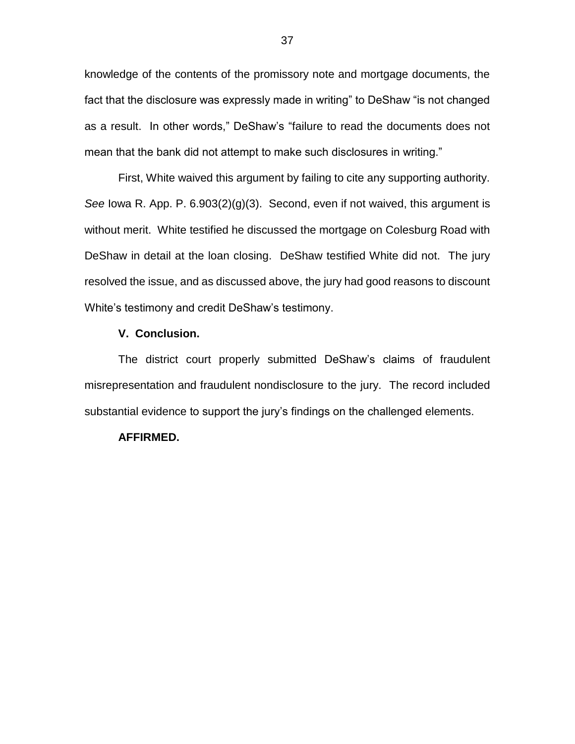knowledge of the contents of the promissory note and mortgage documents, the fact that the disclosure was expressly made in writing" to DeShaw "is not changed as a result. In other words," DeShaw's "failure to read the documents does not mean that the bank did not attempt to make such disclosures in writing."

First, White waived this argument by failing to cite any supporting authority. *See* Iowa R. App. P. 6.903(2)(g)(3). Second, even if not waived, this argument is without merit. White testified he discussed the mortgage on Colesburg Road with DeShaw in detail at the loan closing. DeShaw testified White did not. The jury resolved the issue, and as discussed above, the jury had good reasons to discount White's testimony and credit DeShaw's testimony.

### V. Conclusion.

The district court properly submitted DeShaw's claims of fraudulent misrepresentation and fraudulent nondisclosure to the jury. The record included substantial evidence to support the jury's findings on the challenged elements.

**AFFIRMED.**